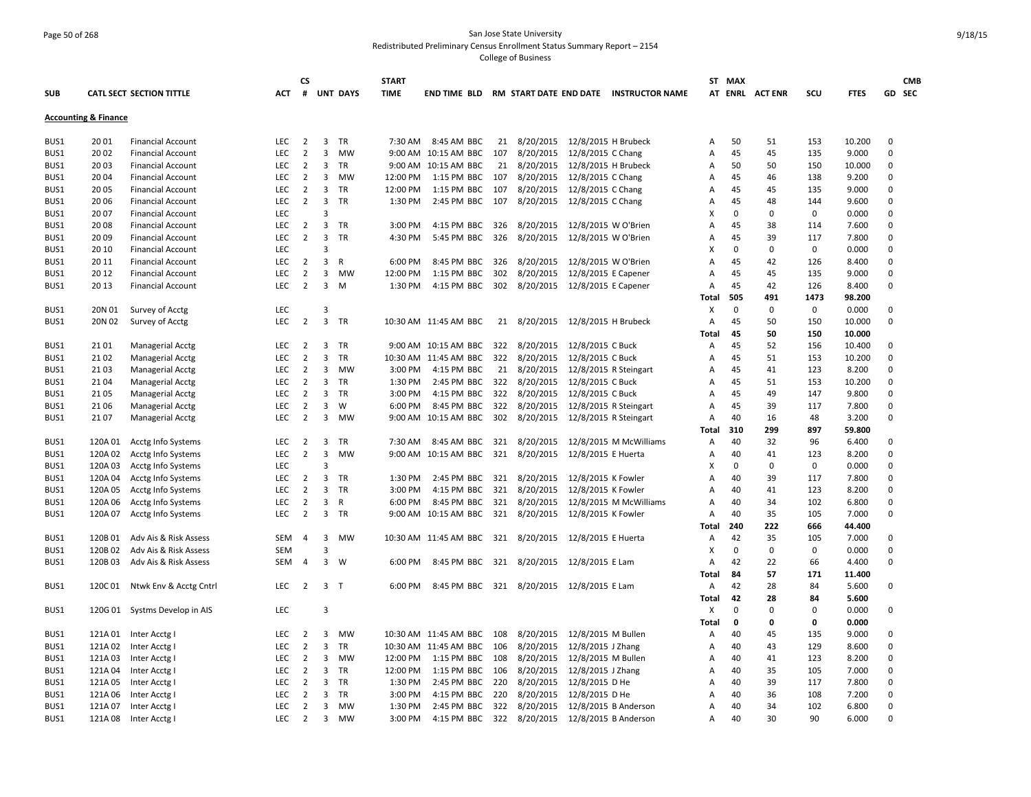San Jose State University

Redistributed Preliminary Census Enrollment Status Summary Report – 2154

College of Business

| SUB | CATL SECT | SECTION TITTLE | ACT | CS # | UNT | DAYS | START TIME | END TIME | BLD | RM | START DATE | END DATE | INSTRUCTOR NAME | ST AT | MAX ENRL | ACT ENR | SCU | FTES | GD | CMB SEC |
|---|---|---|---|---|---|---|---|---|---|---|---|---|---|---|---|---|---|---|---|---|
| **Accounting & Finance** | | | | | | | | | | | | | | | | | | | | |
| BUS1 | 20 01 | Financial Account | LEC | 2 | 3 | TR | 7:30 AM | 8:45 AM | BBC | 21 | 8/20/2015 | 12/8/2015 | H Brubeck | A | 50 | 51 | 153 | 10.200 | 0 | |
| BUS1 | 20 02 | Financial Account | LEC | 2 | 3 | MW | 9:00 AM | 10:15 AM | BBC | 107 | 8/20/2015 | 12/8/2015 | C Chang | A | 45 | 45 | 135 | 9.000 | 0 | |
| BUS1 | 20 03 | Financial Account | LEC | 2 | 3 | TR | 9:00 AM | 10:15 AM | BBC | 21 | 8/20/2015 | 12/8/2015 | H Brubeck | A | 50 | 50 | 150 | 10.000 | 0 | |
| BUS1 | 20 04 | Financial Account | LEC | 2 | 3 | MW | 12:00 PM | 1:15 PM | BBC | 107 | 8/20/2015 | 12/8/2015 | C Chang | A | 45 | 46 | 138 | 9.200 | 0 | |
| BUS1 | 20 05 | Financial Account | LEC | 2 | 3 | TR | 12:00 PM | 1:15 PM | BBC | 107 | 8/20/2015 | 12/8/2015 | C Chang | A | 45 | 45 | 135 | 9.000 | 0 | |
| BUS1 | 20 06 | Financial Account | LEC | 2 | 3 | TR | 1:30 PM | 2:45 PM | BBC | 107 | 8/20/2015 | 12/8/2015 | C Chang | A | 45 | 48 | 144 | 9.600 | 0 | |
| BUS1 | 20 07 | Financial Account | LEC | | 3 | | | | | | | | | X | 0 | 0 | 0 | 0.000 | 0 | |
| BUS1 | 20 08 | Financial Account | LEC | 2 | 3 | TR | 3:00 PM | 4:15 PM | BBC | 326 | 8/20/2015 | 12/8/2015 | W O'Brien | A | 45 | 38 | 114 | 7.600 | 0 | |
| BUS1 | 20 09 | Financial Account | LEC | 2 | 3 | TR | 4:30 PM | 5:45 PM | BBC | 326 | 8/20/2015 | 12/8/2015 | W O'Brien | A | 45 | 39 | 117 | 7.800 | 0 | |
| BUS1 | 20 10 | Financial Account | LEC | | 3 | | | | | | | | | X | 0 | 0 | 0 | 0.000 | 0 | |
| BUS1 | 20 11 | Financial Account | LEC | 2 | 3 | R | 6:00 PM | 8:45 PM | BBC | 326 | 8/20/2015 | 12/8/2015 | W O'Brien | A | 45 | 42 | 126 | 8.400 | 0 | |
| BUS1 | 20 12 | Financial Account | LEC | 2 | 3 | MW | 12:00 PM | 1:15 PM | BBC | 302 | 8/20/2015 | 12/8/2015 | E Capener | A | 45 | 45 | 135 | 9.000 | 0 | |
| BUS1 | 20 13 | Financial Account | LEC | 2 | 3 | M | 1:30 PM | 4:15 PM | BBC | 302 | 8/20/2015 | 12/8/2015 | E Capener | A | 45 | 42 | 126 | 8.400 | 0 | |
| | | | | | | | | | | | | | | **Total** | **505** | **491** | **1473** | **98.200** | | |
| BUS1 | 20N 01 | Survey of Acctg | LEC | | 3 | | | | | | | | | X | 0 | 0 | 0 | 0.000 | 0 | |
| BUS1 | 20N 02 | Survey of Acctg | LEC | 2 | 3 | TR | 10:30 AM | 11:45 AM | BBC | 21 | 8/20/2015 | 12/8/2015 | H Brubeck | A | 45 | 50 | 150 | 10.000 | 0 | |
| | | | | | | | | | | | | | | **Total** | **45** | **50** | **150** | **10.000** | | |
| BUS1 | 21 01 | Managerial Acctg | LEC | 2 | 3 | TR | 9:00 AM | 10:15 AM | BBC | 322 | 8/20/2015 | 12/8/2015 | C Buck | A | 45 | 52 | 156 | 10.400 | 0 | |
| BUS1 | 21 02 | Managerial Acctg | LEC | 2 | 3 | TR | 10:30 AM | 11:45 AM | BBC | 322 | 8/20/2015 | 12/8/2015 | C Buck | A | 45 | 51 | 153 | 10.200 | 0 | |
| BUS1 | 21 03 | Managerial Acctg | LEC | 2 | 3 | MW | 3:00 PM | 4:15 PM | BBC | 21 | 8/20/2015 | 12/8/2015 | R Steingart | A | 45 | 41 | 123 | 8.200 | 0 | |
| BUS1 | 21 04 | Managerial Acctg | LEC | 2 | 3 | TR | 1:30 PM | 2:45 PM | BBC | 322 | 8/20/2015 | 12/8/2015 | C Buck | A | 45 | 51 | 153 | 10.200 | 0 | |
| BUS1 | 21 05 | Managerial Acctg | LEC | 2 | 3 | TR | 3:00 PM | 4:15 PM | BBC | 322 | 8/20/2015 | 12/8/2015 | C Buck | A | 45 | 49 | 147 | 9.800 | 0 | |
| BUS1 | 21 06 | Managerial Acctg | LEC | 2 | 3 | W | 6:00 PM | 8:45 PM | BBC | 322 | 8/20/2015 | 12/8/2015 | R Steingart | A | 45 | 39 | 117 | 7.800 | 0 | |
| BUS1 | 21 07 | Managerial Acctg | LEC | 2 | 3 | MW | 9:00 AM | 10:15 AM | BBC | 302 | 8/20/2015 | 12/8/2015 | R Steingart | A | 40 | 16 | 48 | 3.200 | 0 | |
| | | | | | | | | | | | | | | **Total** | **310** | **299** | **897** | **59.800** | | |
| BUS1 | 120A 01 | Acctg Info Systems | LEC | 2 | 3 | TR | 7:30 AM | 8:45 AM | BBC | 321 | 8/20/2015 | 12/8/2015 | M McWilliams | A | 40 | 32 | 96 | 6.400 | 0 | |
| BUS1 | 120A 02 | Acctg Info Systems | LEC | 2 | 3 | MW | 9:00 AM | 10:15 AM | BBC | 321 | 8/20/2015 | 12/8/2015 | E Huerta | A | 40 | 41 | 123 | 8.200 | 0 | |
| BUS1 | 120A 03 | Acctg Info Systems | LEC | | 3 | | | | | | | | | X | 0 | 0 | 0 | 0.000 | 0 | |
| BUS1 | 120A 04 | Acctg Info Systems | LEC | 2 | 3 | TR | 1:30 PM | 2:45 PM | BBC | 321 | 8/20/2015 | 12/8/2015 | K Fowler | A | 40 | 39 | 117 | 7.800 | 0 | |
| BUS1 | 120A 05 | Acctg Info Systems | LEC | 2 | 3 | TR | 3:00 PM | 4:15 PM | BBC | 321 | 8/20/2015 | 12/8/2015 | K Fowler | A | 40 | 41 | 123 | 8.200 | 0 | |
| BUS1 | 120A 06 | Acctg Info Systems | LEC | 2 | 3 | R | 6:00 PM | 8:45 PM | BBC | 321 | 8/20/2015 | 12/8/2015 | M McWilliams | A | 40 | 34 | 102 | 6.800 | 0 | |
| BUS1 | 120A 07 | Acctg Info Systems | LEC | 2 | 3 | TR | 9:00 AM | 10:15 AM | BBC | 321 | 8/20/2015 | 12/8/2015 | K Fowler | A | 40 | 35 | 105 | 7.000 | 0 | |
| | | | | | | | | | | | | | | **Total** | **240** | **222** | **666** | **44.400** | | |
| BUS1 | 120B 01 | Adv Ais & Risk Assess | SEM | 4 | 3 | MW | 10:30 AM | 11:45 AM | BBC | 321 | 8/20/2015 | 12/8/2015 | E Huerta | A | 42 | 35 | 105 | 7.000 | 0 | |
| BUS1 | 120B 02 | Adv Ais & Risk Assess | SEM | | 3 | | | | | | | | | X | 0 | 0 | 0 | 0.000 | 0 | |
| BUS1 | 120B 03 | Adv Ais & Risk Assess | SEM | 4 | 3 | W | 6:00 PM | 8:45 PM | BBC | 321 | 8/20/2015 | 12/8/2015 | E Lam | A | 42 | 22 | 66 | 4.400 | 0 | |
| | | | | | | | | | | | | | | **Total** | **84** | **57** | **171** | **11.400** | | |
| BUS1 | 120C 01 | Ntwk Env & Acctg Cntrl | LEC | 2 | 3 | T | 6:00 PM | 8:45 PM | BBC | 321 | 8/20/2015 | 12/8/2015 | E Lam | A | 42 | 28 | 84 | 5.600 | 0 | |
| | | | | | | | | | | | | | | **Total** | **42** | **28** | **84** | **5.600** | | |
| BUS1 | 120G 01 | Systms Develop in AIS | LEC | | 3 | | | | | | | | | X | 0 | 0 | 0 | 0.000 | 0 | |
| | | | | | | | | | | | | | | **Total** | **0** | **0** | **0** | **0.000** | | |
| BUS1 | 121A 01 | Inter Acctg I | LEC | 2 | 3 | MW | 10:30 AM | 11:45 AM | BBC | 108 | 8/20/2015 | 12/8/2015 | M Bullen | A | 40 | 45 | 135 | 9.000 | 0 | |
| BUS1 | 121A 02 | Inter Acctg I | LEC | 2 | 3 | TR | 10:30 AM | 11:45 AM | BBC | 106 | 8/20/2015 | 12/8/2015 | J Zhang | A | 40 | 43 | 129 | 8.600 | 0 | |
| BUS1 | 121A 03 | Inter Acctg I | LEC | 2 | 3 | MW | 12:00 PM | 1:15 PM | BBC | 108 | 8/20/2015 | 12/8/2015 | M Bullen | A | 40 | 41 | 123 | 8.200 | 0 | |
| BUS1 | 121A 04 | Inter Acctg I | LEC | 2 | 3 | TR | 12:00 PM | 1:15 PM | BBC | 106 | 8/20/2015 | 12/8/2015 | J Zhang | A | 40 | 35 | 105 | 7.000 | 0 | |
| BUS1 | 121A 05 | Inter Acctg I | LEC | 2 | 3 | TR | 1:30 PM | 2:45 PM | BBC | 220 | 8/20/2015 | 12/8/2015 | D He | A | 40 | 39 | 117 | 7.800 | 0 | |
| BUS1 | 121A 06 | Inter Acctg I | LEC | 2 | 3 | TR | 3:00 PM | 4:15 PM | BBC | 220 | 8/20/2015 | 12/8/2015 | D He | A | 40 | 36 | 108 | 7.200 | 0 | |
| BUS1 | 121A 07 | Inter Acctg I | LEC | 2 | 3 | MW | 1:30 PM | 2:45 PM | BBC | 322 | 8/20/2015 | 12/8/2015 | B Anderson | A | 40 | 34 | 102 | 6.800 | 0 | |
| BUS1 | 121A 08 | Inter Acctg I | LEC | 2 | 3 | MW | 3:00 PM | 4:15 PM | BBC | 322 | 8/20/2015 | 12/8/2015 | B Anderson | A | 40 | 30 | 90 | 6.000 | 0 | |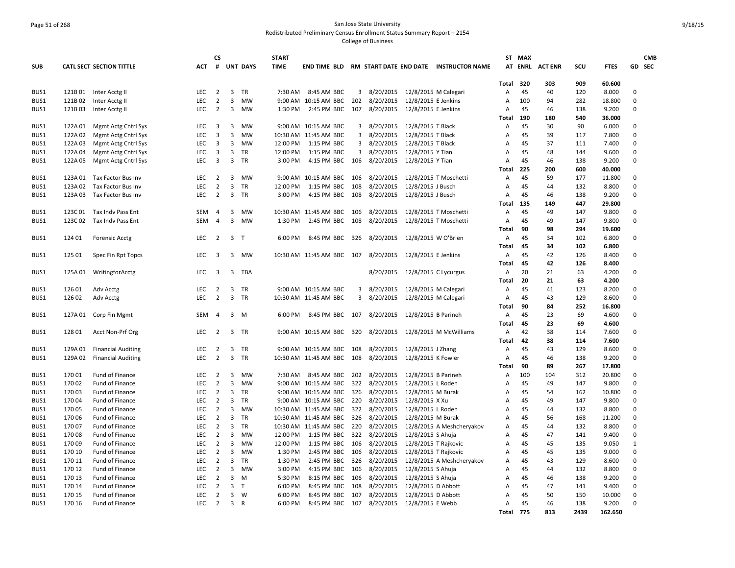San Jose State University
Redistributed Preliminary Census Enrollment Status Summary Report – 2154
College of Business

| SUB | CATL SECT SECTION TITTLE | ACT | CS # | UNT | DAYS | START TIME | END TIME | BLD | RM | START DATE | END DATE | INSTRUCTOR NAME | ST AT | MAX ENRL | ACT ENR | SCU | FTES | GD | CMB SEC |
|---|---|---|---|---|---|---|---|---|---|---|---|---|---|---|---|---|---|---|---|
| | | | | | | | | | | | | | Total | 320 | 303 | 909 | 60.600 | | |
| BUS1 | 121B 01 Inter Acctg II | LEC | 2 | 3 | TR | 7:30 AM | 8:45 AM | BBC | 3 | 8/20/2015 | 12/8/2015 | M Calegari | A | 45 | 40 | 120 | 8.000 | 0 | |
| BUS1 | 121B 02 Inter Acctg II | LEC | 2 | 3 | MW | 9:00 AM | 10:15 AM | BBC | 202 | 8/20/2015 | 12/8/2015 | E Jenkins | A | 100 | 94 | 282 | 18.800 | 0 | |
| BUS1 | 121B 03 Inter Acctg II | LEC | 2 | 3 | MW | 1:30 PM | 2:45 PM | BBC | 107 | 8/20/2015 | 12/8/2015 | E Jenkins | A | 45 | 46 | 138 | 9.200 | 0 | |
| | | | | | | | | | | | | | Total | 190 | 180 | 540 | 36.000 | | |
| BUS1 | 122A 01 Mgmt Actg Cntrl Sys | LEC | 3 | 3 | MW | 9:00 AM | 10:15 AM | BBC | 3 | 8/20/2015 | 12/8/2015 | T Black | A | 45 | 30 | 90 | 6.000 | 0 | |
| BUS1 | 122A 02 Mgmt Actg Cntrl Sys | LEC | 3 | 3 | MW | 10:30 AM | 11:45 AM | BBC | 3 | 8/20/2015 | 12/8/2015 | T Black | A | 45 | 39 | 117 | 7.800 | 0 | |
| BUS1 | 122A 03 Mgmt Actg Cntrl Sys | LEC | 3 | 3 | MW | 12:00 PM | 1:15 PM | BBC | 3 | 8/20/2015 | 12/8/2015 | T Black | A | 45 | 37 | 111 | 7.400 | 0 | |
| BUS1 | 122A 04 Mgmt Actg Cntrl Sys | LEC | 3 | 3 | TR | 12:00 PM | 1:15 PM | BBC | 3 | 8/20/2015 | 12/8/2015 | Y Tian | A | 45 | 48 | 144 | 9.600 | 0 | |
| BUS1 | 122A 05 Mgmt Actg Cntrl Sys | LEC | 3 | 3 | TR | 3:00 PM | 4:15 PM | BBC | 106 | 8/20/2015 | 12/8/2015 | Y Tian | A | 45 | 46 | 138 | 9.200 | 0 | |
| | | | | | | | | | | | | | Total | 225 | 200 | 600 | 40.000 | | |
| BUS1 | 123A 01 Tax Factor Bus Inv | LEC | 2 | 3 | MW | 9:00 AM | 10:15 AM | BBC | 106 | 8/20/2015 | 12/8/2015 | T Moschetti | A | 45 | 59 | 177 | 11.800 | 0 | |
| BUS1 | 123A 02 Tax Factor Bus Inv | LEC | 2 | 3 | TR | 12:00 PM | 1:15 PM | BBC | 108 | 8/20/2015 | 12/8/2015 | J Busch | A | 45 | 44 | 132 | 8.800 | 0 | |
| BUS1 | 123A 03 Tax Factor Bus Inv | LEC | 2 | 3 | TR | 3:00 PM | 4:15 PM | BBC | 108 | 8/20/2015 | 12/8/2015 | J Busch | A | 45 | 46 | 138 | 9.200 | 0 | |
| | | | | | | | | | | | | | Total | 135 | 149 | 447 | 29.800 | | |
| BUS1 | 123C 01 Tax Indv Pass Ent | SEM | 4 | 3 | MW | 10:30 AM | 11:45 AM | BBC | 106 | 8/20/2015 | 12/8/2015 | T Moschetti | A | 45 | 49 | 147 | 9.800 | 0 | |
| BUS1 | 123C 02 Tax Indv Pass Ent | SEM | 4 | 3 | MW | 1:30 PM | 2:45 PM | BBC | 108 | 8/20/2015 | 12/8/2015 | T Moschetti | A | 45 | 49 | 147 | 9.800 | 0 | |
| | | | | | | | | | | | | | Total | 90 | 98 | 294 | 19.600 | | |
| BUS1 | 124 01 Forensic Acctg | LEC | 2 | 3 | T | 6:00 PM | 8:45 PM | BBC | 326 | 8/20/2015 | 12/8/2015 | W O'Brien | A | 45 | 34 | 102 | 6.800 | 0 | |
| | | | | | | | | | | | | | Total | 45 | 34 | 102 | 6.800 | | |
| BUS1 | 125 01 Spec Fin Rpt Topcs | LEC | 3 | 3 | MW | 10:30 AM | 11:45 AM | BBC | 107 | 8/20/2015 | 12/8/2015 | E Jenkins | A | 45 | 42 | 126 | 8.400 | 0 | |
| | | | | | | | | | | | | | Total | 45 | 42 | 126 | 8.400 | | |
| BUS1 | 125A 01 WritingforAcctg | LEC | 3 | 3 | TBA | | | | | 8/20/2015 | 12/8/2015 | C Lycurgus | A | 20 | 21 | 63 | 4.200 | 0 | |
| | | | | | | | | | | | | | Total | 20 | 21 | 63 | 4.200 | | |
| BUS1 | 126 01 Adv Acctg | LEC | 2 | 3 | TR | 9:00 AM | 10:15 AM | BBC | 3 | 8/20/2015 | 12/8/2015 | M Calegari | A | 45 | 41 | 123 | 8.200 | 0 | |
| BUS1 | 126 02 Adv Acctg | LEC | 2 | 3 | TR | 10:30 AM | 11:45 AM | BBC | 3 | 8/20/2015 | 12/8/2015 | M Calegari | A | 45 | 43 | 129 | 8.600 | 0 | |
| | | | | | | | | | | | | | Total | 90 | 84 | 252 | 16.800 | | |
| BUS1 | 127A 01 Corp Fin Mgmt | SEM | 4 | 3 | M | 6:00 PM | 8:45 PM | BBC | 107 | 8/20/2015 | 12/8/2015 | B Parineh | A | 45 | 23 | 69 | 4.600 | 0 | |
| | | | | | | | | | | | | | Total | 45 | 23 | 69 | 4.600 | | |
| BUS1 | 128 01 Acct Non-Prf Org | LEC | 2 | 3 | TR | 9:00 AM | 10:15 AM | BBC | 320 | 8/20/2015 | 12/8/2015 | M McWilliams | A | 42 | 38 | 114 | 7.600 | 0 | |
| | | | | | | | | | | | | | Total | 42 | 38 | 114 | 7.600 | | |
| BUS1 | 129A 01 Financial Auditing | LEC | 2 | 3 | TR | 9:00 AM | 10:15 AM | BBC | 108 | 8/20/2015 | 12/8/2015 | J Zhang | A | 45 | 43 | 129 | 8.600 | 0 | |
| BUS1 | 129A 02 Financial Auditing | LEC | 2 | 3 | TR | 10:30 AM | 11:45 AM | BBC | 108 | 8/20/2015 | 12/8/2015 | K Fowler | A | 45 | 46 | 138 | 9.200 | 0 | |
| | | | | | | | | | | | | | Total | 90 | 89 | 267 | 17.800 | | |
| BUS1 | 170 01 Fund of Finance | LEC | 2 | 3 | MW | 7:30 AM | 8:45 AM | BBC | 202 | 8/20/2015 | 12/8/2015 | B Parineh | A | 100 | 104 | 312 | 20.800 | 0 | |
| BUS1 | 170 02 Fund of Finance | LEC | 2 | 3 | MW | 9:00 AM | 10:15 AM | BBC | 322 | 8/20/2015 | 12/8/2015 | L Roden | A | 45 | 49 | 147 | 9.800 | 0 | |
| BUS1 | 170 03 Fund of Finance | LEC | 2 | 3 | TR | 9:00 AM | 10:15 AM | BBC | 326 | 8/20/2015 | 12/8/2015 | M Burak | A | 45 | 54 | 162 | 10.800 | 0 | |
| BUS1 | 170 04 Fund of Finance | LEC | 2 | 3 | TR | 9:00 AM | 10:15 AM | BBC | 220 | 8/20/2015 | 12/8/2015 | X Xu | A | 45 | 49 | 147 | 9.800 | 0 | |
| BUS1 | 170 05 Fund of Finance | LEC | 2 | 3 | MW | 10:30 AM | 11:45 AM | BBC | 322 | 8/20/2015 | 12/8/2015 | L Roden | A | 45 | 44 | 132 | 8.800 | 0 | |
| BUS1 | 170 06 Fund of Finance | LEC | 2 | 3 | TR | 10:30 AM | 11:45 AM | BBC | 326 | 8/20/2015 | 12/8/2015 | M Burak | A | 45 | 56 | 168 | 11.200 | 0 | |
| BUS1 | 170 07 Fund of Finance | LEC | 2 | 3 | TR | 10:30 AM | 11:45 AM | BBC | 220 | 8/20/2015 | 12/8/2015 | A Meshcheryakov | A | 45 | 44 | 132 | 8.800 | 0 | |
| BUS1 | 170 08 Fund of Finance | LEC | 2 | 3 | MW | 12:00 PM | 1:15 PM | BBC | 322 | 8/20/2015 | 12/8/2015 | S Ahuja | A | 45 | 47 | 141 | 9.400 | 0 | |
| BUS1 | 170 09 Fund of Finance | LEC | 2 | 3 | MW | 12:00 PM | 1:15 PM | BBC | 106 | 8/20/2015 | 12/8/2015 | T Rajkovic | A | 45 | 45 | 135 | 9.050 | 1 | |
| BUS1 | 170 10 Fund of Finance | LEC | 2 | 3 | MW | 1:30 PM | 2:45 PM | BBC | 106 | 8/20/2015 | 12/8/2015 | T Rajkovic | A | 45 | 45 | 135 | 9.000 | 0 | |
| BUS1 | 170 11 Fund of Finance | LEC | 2 | 3 | TR | 1:30 PM | 2:45 PM | BBC | 326 | 8/20/2015 | 12/8/2015 | A Meshcheryakov | A | 45 | 43 | 129 | 8.600 | 0 | |
| BUS1 | 170 12 Fund of Finance | LEC | 2 | 3 | MW | 3:00 PM | 4:15 PM | BBC | 106 | 8/20/2015 | 12/8/2015 | S Ahuja | A | 45 | 44 | 132 | 8.800 | 0 | |
| BUS1 | 170 13 Fund of Finance | LEC | 2 | 3 | M | 5:30 PM | 8:15 PM | BBC | 106 | 8/20/2015 | 12/8/2015 | S Ahuja | A | 45 | 46 | 138 | 9.200 | 0 | |
| BUS1 | 170 14 Fund of Finance | LEC | 2 | 3 | T | 6:00 PM | 8:45 PM | BBC | 108 | 8/20/2015 | 12/8/2015 | D Abbott | A | 45 | 47 | 141 | 9.400 | 0 | |
| BUS1 | 170 15 Fund of Finance | LEC | 2 | 3 | W | 6:00 PM | 8:45 PM | BBC | 107 | 8/20/2015 | 12/8/2015 | D Abbott | A | 45 | 50 | 150 | 10.000 | 0 | |
| BUS1 | 170 16 Fund of Finance | LEC | 2 | 3 | R | 6:00 PM | 8:45 PM | BBC | 107 | 8/20/2015 | 12/8/2015 | E Webb | A | 45 | 46 | 138 | 9.200 | 0 | |
| | | | | | | | | | | | | | Total | 775 | 813 | 2439 | 162.650 | | |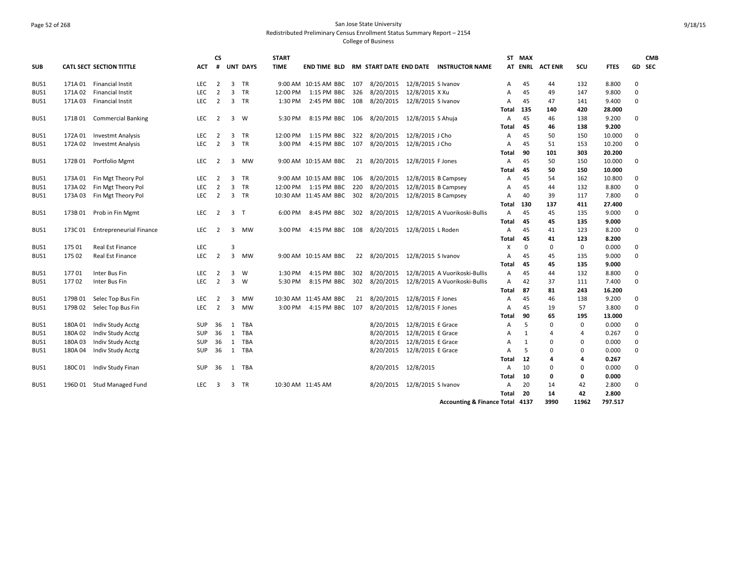San Jose State University

Redistributed Preliminary Census Enrollment Status Summary Report – 2154

College of Business

| SUB | CATL SECT | SECTION TITTLE | ACT | CS # | UNT | DAYS | START TIME | END TIME | BLD | RM | START DATE | END DATE | INSTRUCTOR NAME | ST AT | MAX ENRL | ACT ENR | SCU | FTES | GD | CMB SEC |
|---|---|---|---|---|---|---|---|---|---|---|---|---|---|---|---|---|---|---|---|---|
| BUS1 | 171A 01 | Financial Instit | LEC | 2 | 3 | TR | 9:00 AM | 10:15 AM | BBC | 107 | 8/20/2015 | 12/8/2015 | S Ivanov | A | 45 | 44 | 132 | 8.800 | 0 | |
| BUS1 | 171A 02 | Financial Instit | LEC | 2 | 3 | TR | 12:00 PM | 1:15 PM | BBC | 326 | 8/20/2015 | 12/8/2015 | X Xu | A | 45 | 49 | 147 | 9.800 | 0 | |
| BUS1 | 171A 03 | Financial Instit | LEC | 2 | 3 | TR | 1:30 PM | 2:45 PM | BBC | 108 | 8/20/2015 | 12/8/2015 | S Ivanov | A | 45 | 47 | 141 | 9.400 | 0 | |
| | | | | | | | | | | | | | | **Total** | **135** | **140** | **420** | **28.000** | | |
| BUS1 | 171B 01 | Commercial Banking | LEC | 2 | 3 | W | 5:30 PM | 8:15 PM | BBC | 106 | 8/20/2015 | 12/8/2015 | S Ahuja | A | 45 | 46 | 138 | 9.200 | 0 | |
| | | | | | | | | | | | | | | **Total** | **45** | **46** | **138** | **9.200** | | |
| BUS1 | 172A 01 | Investmt Analysis | LEC | 2 | 3 | TR | 12:00 PM | 1:15 PM | BBC | 322 | 8/20/2015 | 12/8/2015 | J Cho | A | 45 | 50 | 150 | 10.000 | 0 | |
| BUS1 | 172A 02 | Investmt Analysis | LEC | 2 | 3 | TR | 3:00 PM | 4:15 PM | BBC | 107 | 8/20/2015 | 12/8/2015 | J Cho | A | 45 | 51 | 153 | 10.200 | 0 | |
| | | | | | | | | | | | | | | **Total** | **90** | **101** | **303** | **20.200** | | |
| BUS1 | 172B 01 | Portfolio Mgmt | LEC | 2 | 3 | MW | 9:00 AM | 10:15 AM | BBC | 21 | 8/20/2015 | 12/8/2015 | F Jones | A | 45 | 50 | 150 | 10.000 | 0 | |
| | | | | | | | | | | | | | | **Total** | **45** | **50** | **150** | **10.000** | | |
| BUS1 | 173A 01 | Fin Mgt Theory Pol | LEC | 2 | 3 | TR | 9:00 AM | 10:15 AM | BBC | 106 | 8/20/2015 | 12/8/2015 | B Campsey | A | 45 | 54 | 162 | 10.800 | 0 | |
| BUS1 | 173A 02 | Fin Mgt Theory Pol | LEC | 2 | 3 | TR | 12:00 PM | 1:15 PM | BBC | 220 | 8/20/2015 | 12/8/2015 | B Campsey | A | 45 | 44 | 132 | 8.800 | 0 | |
| BUS1 | 173A 03 | Fin Mgt Theory Pol | LEC | 2 | 3 | TR | 10:30 AM | 11:45 AM | BBC | 302 | 8/20/2015 | 12/8/2015 | B Campsey | A | 40 | 39 | 117 | 7.800 | 0 | |
| | | | | | | | | | | | | | | **Total** | **130** | **137** | **411** | **27.400** | | |
| BUS1 | 173B 01 | Prob in Fin Mgmt | LEC | 2 | 3 | T | 6:00 PM | 8:45 PM | BBC | 302 | 8/20/2015 | 12/8/2015 | A Vuorikoski-Bullis | A | 45 | 45 | 135 | 9.000 | 0 | |
| | | | | | | | | | | | | | | **Total** | **45** | **45** | **135** | **9.000** | | |
| BUS1 | 173C 01 | Entrepreneurial Finance | LEC | 2 | 3 | MW | 3:00 PM | 4:15 PM | BBC | 108 | 8/20/2015 | 12/8/2015 | L Roden | A | 45 | 41 | 123 | 8.200 | 0 | |
| | | | | | | | | | | | | | | **Total** | **45** | **41** | **123** | **8.200** | | |
| BUS1 | 175 01 | Real Est Finance | LEC | | 3 | | | | | | | | | X | 0 | 0 | 0 | 0.000 | 0 | |
| BUS1 | 175 02 | Real Est Finance | LEC | 2 | 3 | MW | 9:00 AM | 10:15 AM | BBC | 22 | 8/20/2015 | 12/8/2015 | S Ivanov | A | 45 | 45 | 135 | 9.000 | 0 | |
| | | | | | | | | | | | | | | **Total** | **45** | **45** | **135** | **9.000** | | |
| BUS1 | 177 01 | Inter Bus Fin | LEC | 2 | 3 | W | 1:30 PM | 4:15 PM | BBC | 302 | 8/20/2015 | 12/8/2015 | A Vuorikoski-Bullis | A | 45 | 44 | 132 | 8.800 | 0 | |
| BUS1 | 177 02 | Inter Bus Fin | LEC | 2 | 3 | W | 5:30 PM | 8:15 PM | BBC | 302 | 8/20/2015 | 12/8/2015 | A Vuorikoski-Bullis | A | 42 | 37 | 111 | 7.400 | 0 | |
| | | | | | | | | | | | | | | **Total** | **87** | **81** | **243** | **16.200** | | |
| BUS1 | 179B 01 | Selec Top Bus Fin | LEC | 2 | 3 | MW | 10:30 AM | 11:45 AM | BBC | 21 | 8/20/2015 | 12/8/2015 | F Jones | A | 45 | 46 | 138 | 9.200 | 0 | |
| BUS1 | 179B 02 | Selec Top Bus Fin | LEC | 2 | 3 | MW | 3:00 PM | 4:15 PM | BBC | 107 | 8/20/2015 | 12/8/2015 | F Jones | A | 45 | 19 | 57 | 3.800 | 0 | |
| | | | | | | | | | | | | | | **Total** | **90** | **65** | **195** | **13.000** | | |
| BUS1 | 180A 01 | Indiv Study Acctg | SUP | 36 | 1 | TBA | | | | | 8/20/2015 | 12/8/2015 | E Grace | A | 5 | 0 | 0 | 0.000 | 0 | |
| BUS1 | 180A 02 | Indiv Study Acctg | SUP | 36 | 1 | TBA | | | | | 8/20/2015 | 12/8/2015 | E Grace | A | 1 | 4 | 4 | 0.267 | 0 | |
| BUS1 | 180A 03 | Indiv Study Acctg | SUP | 36 | 1 | TBA | | | | | 8/20/2015 | 12/8/2015 | E Grace | A | 1 | 0 | 0 | 0.000 | 0 | |
| BUS1 | 180A 04 | Indiv Study Acctg | SUP | 36 | 1 | TBA | | | | | 8/20/2015 | 12/8/2015 | E Grace | A | 5 | 0 | 0 | 0.000 | 0 | |
| | | | | | | | | | | | | | | **Total** | **12** | **4** | **4** | **0.267** | | |
| BUS1 | 180C 01 | Indiv Study Finan | SUP | 36 | 1 | TBA | | | | | 8/20/2015 | 12/8/2015 | | A | 10 | 0 | 0 | 0.000 | 0 | |
| | | | | | | | | | | | | | | **Total** | **10** | **0** | **0** | **0.000** | | |
| BUS1 | 196D 01 | Stud Managed Fund | LEC | 3 | 3 | TR | 10:30 AM | 11:45 AM | | | 8/20/2015 | 12/8/2015 | S Ivanov | A | 20 | 14 | 42 | 2.800 | 0 | |
| | | | | | | | | | | | | | | **Total** | **20** | **14** | **42** | **2.800** | | |
| | | | | | | | | | | | | | **Accounting & Finance Total** | | **4137** | **3990** | **11962** | **797.517** | | |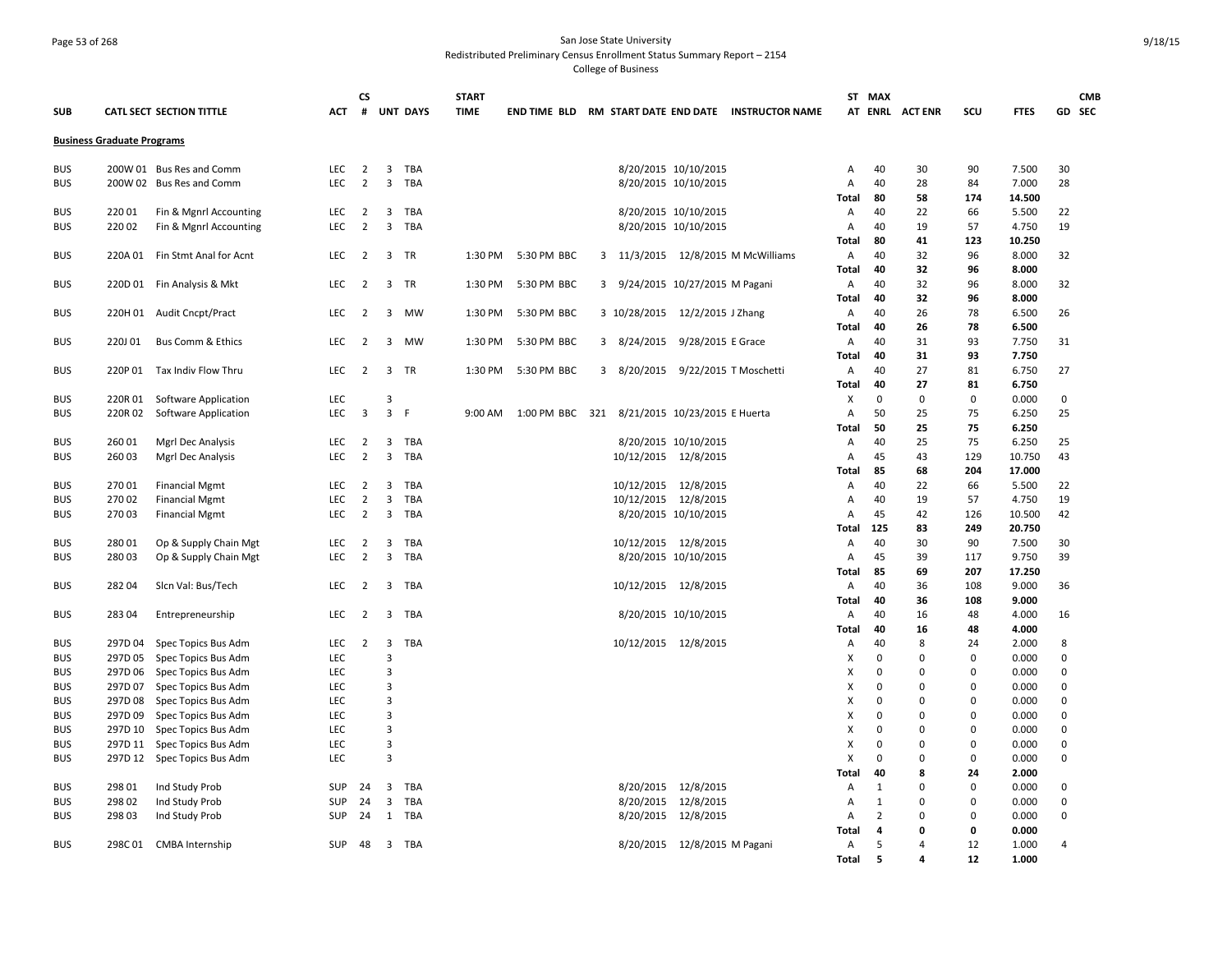San Jose State University
Redistributed Preliminary Census Enrollment Status Summary Report – 2154
College of Business

| SUB | CATL SECT | SECTION TITTLE | ACT | CS # | UNT | DAYS | START TIME | END TIME | BLD | RM | START DATE | END DATE | INSTRUCTOR NAME | ST AT | MAX ENRL | ACT ENR | SCU | FTES | GD | CMB SEC |
|---|---|---|---|---|---|---|---|---|---|---|---|---|---|---|---|---|---|---|---|---|
| **Business Graduate Programs** | | | | | | | | | | | | | | | | | | | | |
| BUS | 200W 01 | Bus Res and Comm | LEC | 2 | 3 | TBA | | | | | 8/20/2015 | 10/10/2015 | | A | 40 | 30 | 90 | 7.500 | 30 | |
| BUS | 200W 02 | Bus Res and Comm | LEC | 2 | 3 | TBA | | | | | 8/20/2015 | 10/10/2015 | | A | 40 | 28 | 84 | 7.000 | 28 | |
| | | | | | | | | | | | | | | Total | 80 | 58 | 174 | 14.500 | | |
| BUS | 220 01 | Fin & Mgnrl Accounting | LEC | 2 | 3 | TBA | | | | | 8/20/2015 | 10/10/2015 | | A | 40 | 22 | 66 | 5.500 | 22 | |
| BUS | 220 02 | Fin & Mgnrl Accounting | LEC | 2 | 3 | TBA | | | | | 8/20/2015 | 10/10/2015 | | A | 40 | 19 | 57 | 4.750 | 19 | |
| | | | | | | | | | | | | | | Total | 80 | 41 | 123 | 10.250 | | |
| BUS | 220A 01 | Fin Stmt Anal for Acnt | LEC | 2 | 3 | TR | 1:30 PM | 5:30 PM | BBC | 3 | 11/3/2015 | 12/8/2015 | M McWilliams | A | 40 | 32 | 96 | 8.000 | 32 | |
| | | | | | | | | | | | | | | Total | 40 | 32 | 96 | 8.000 | | |
| BUS | 220D 01 | Fin Analysis & Mkt | LEC | 2 | 3 | TR | 1:30 PM | 5:30 PM | BBC | 3 | 9/24/2015 | 10/27/2015 | M Pagani | A | 40 | 32 | 96 | 8.000 | 32 | |
| | | | | | | | | | | | | | | Total | 40 | 32 | 96 | 8.000 | | |
| BUS | 220H 01 | Audit Cncpt/Pract | LEC | 2 | 3 | MW | 1:30 PM | 5:30 PM | BBC | 3 | 10/28/2015 | 12/2/2015 | J Zhang | A | 40 | 26 | 78 | 6.500 | 26 | |
| | | | | | | | | | | | | | | Total | 40 | 26 | 78 | 6.500 | | |
| BUS | 220J 01 | Bus Comm & Ethics | LEC | 2 | 3 | MW | 1:30 PM | 5:30 PM | BBC | 3 | 8/24/2015 | 9/28/2015 | E Grace | A | 40 | 31 | 93 | 7.750 | 31 | |
| | | | | | | | | | | | | | | Total | 40 | 31 | 93 | 7.750 | | |
| BUS | 220P 01 | Tax Indiv Flow Thru | LEC | 2 | 3 | TR | 1:30 PM | 5:30 PM | BBC | 3 | 8/20/2015 | 9/22/2015 | T Moschetti | A | 40 | 27 | 81 | 6.750 | 27 | |
| | | | | | | | | | | | | | | Total | 40 | 27 | 81 | 6.750 | | |
| BUS | 220R 01 | Software Application | LEC | | 3 | | | | | | | | | X | 0 | 0 | 0 | 0.000 | 0 | |
| BUS | 220R 02 | Software Application | LEC | 3 | 3 | F | 9:00 AM | 1:00 PM | BBC | 321 | 8/21/2015 | 10/23/2015 | E Huerta | A | 50 | 25 | 75 | 6.250 | 25 | |
| | | | | | | | | | | | | | | Total | 50 | 25 | 75 | 6.250 | | |
| BUS | 260 01 | Mgrl Dec Analysis | LEC | 2 | 3 | TBA | | | | | 8/20/2015 | 10/10/2015 | | A | 40 | 25 | 75 | 6.250 | 25 | |
| BUS | 260 03 | Mgrl Dec Analysis | LEC | 2 | 3 | TBA | | | | | 10/12/2015 | 12/8/2015 | | A | 45 | 43 | 129 | 10.750 | 43 | |
| | | | | | | | | | | | | | | Total | 85 | 68 | 204 | 17.000 | | |
| BUS | 270 01 | Financial Mgmt | LEC | 2 | 3 | TBA | | | | | 10/12/2015 | 12/8/2015 | | A | 40 | 22 | 66 | 5.500 | 22 | |
| BUS | 270 02 | Financial Mgmt | LEC | 2 | 3 | TBA | | | | | 10/12/2015 | 12/8/2015 | | A | 40 | 19 | 57 | 4.750 | 19 | |
| BUS | 270 03 | Financial Mgmt | LEC | 2 | 3 | TBA | | | | | 8/20/2015 | 10/10/2015 | | A | 45 | 42 | 126 | 10.500 | 42 | |
| | | | | | | | | | | | | | | Total | 125 | 83 | 249 | 20.750 | | |
| BUS | 280 01 | Op & Supply Chain Mgt | LEC | 2 | 3 | TBA | | | | | 10/12/2015 | 12/8/2015 | | A | 40 | 30 | 90 | 7.500 | 30 | |
| BUS | 280 03 | Op & Supply Chain Mgt | LEC | 2 | 3 | TBA | | | | | 8/20/2015 | 10/10/2015 | | A | 45 | 39 | 117 | 9.750 | 39 | |
| | | | | | | | | | | | | | | Total | 85 | 69 | 207 | 17.250 | | |
| BUS | 282 04 | Slcn Val: Bus/Tech | LEC | 2 | 3 | TBA | | | | | 10/12/2015 | 12/8/2015 | | A | 40 | 36 | 108 | 9.000 | 36 | |
| | | | | | | | | | | | | | | Total | 40 | 36 | 108 | 9.000 | | |
| BUS | 283 04 | Entrepreneurship | LEC | 2 | 3 | TBA | | | | | 8/20/2015 | 10/10/2015 | | A | 40 | 16 | 48 | 4.000 | 16 | |
| | | | | | | | | | | | | | | Total | 40 | 16 | 48 | 4.000 | | |
| BUS | 297D 04 | Spec Topics Bus Adm | LEC | 2 | 3 | TBA | | | | | 10/12/2015 | 12/8/2015 | | A | 40 | 8 | 24 | 2.000 | 8 | |
| BUS | 297D 05 | Spec Topics Bus Adm | LEC | | 3 | | | | | | | | | X | 0 | 0 | 0 | 0.000 | 0 | |
| BUS | 297D 06 | Spec Topics Bus Adm | LEC | | 3 | | | | | | | | | X | 0 | 0 | 0 | 0.000 | 0 | |
| BUS | 297D 07 | Spec Topics Bus Adm | LEC | | 3 | | | | | | | | | X | 0 | 0 | 0 | 0.000 | 0 | |
| BUS | 297D 08 | Spec Topics Bus Adm | LEC | | 3 | | | | | | | | | X | 0 | 0 | 0 | 0.000 | 0 | |
| BUS | 297D 09 | Spec Topics Bus Adm | LEC | | 3 | | | | | | | | | X | 0 | 0 | 0 | 0.000 | 0 | |
| BUS | 297D 10 | Spec Topics Bus Adm | LEC | | 3 | | | | | | | | | X | 0 | 0 | 0 | 0.000 | 0 | |
| BUS | 297D 11 | Spec Topics Bus Adm | LEC | | 3 | | | | | | | | | X | 0 | 0 | 0 | 0.000 | 0 | |
| BUS | 297D 12 | Spec Topics Bus Adm | LEC | | 3 | | | | | | | | | X | 0 | 0 | 0 | 0.000 | 0 | |
| | | | | | | | | | | | | | | Total | 40 | 8 | 24 | 2.000 | | |
| BUS | 298 01 | Ind Study Prob | SUP | 24 | 3 | TBA | | | | | 8/20/2015 | 12/8/2015 | | A | 1 | 0 | 0 | 0.000 | 0 | |
| BUS | 298 02 | Ind Study Prob | SUP | 24 | 3 | TBA | | | | | 8/20/2015 | 12/8/2015 | | A | 1 | 0 | 0 | 0.000 | 0 | |
| BUS | 298 03 | Ind Study Prob | SUP | 24 | 1 | TBA | | | | | 8/20/2015 | 12/8/2015 | | A | 2 | 0 | 0 | 0.000 | 0 | |
| | | | | | | | | | | | | | | Total | 4 | 0 | 0 | 0.000 | | |
| BUS | 298C 01 | CMBA Internship | SUP | 48 | 3 | TBA | | | | | 8/20/2015 | 12/8/2015 | M Pagani | A | 5 | 4 | 12 | 1.000 | 4 | |
| | | | | | | | | | | | | | | Total | 5 | 4 | 12 | 1.000 | | |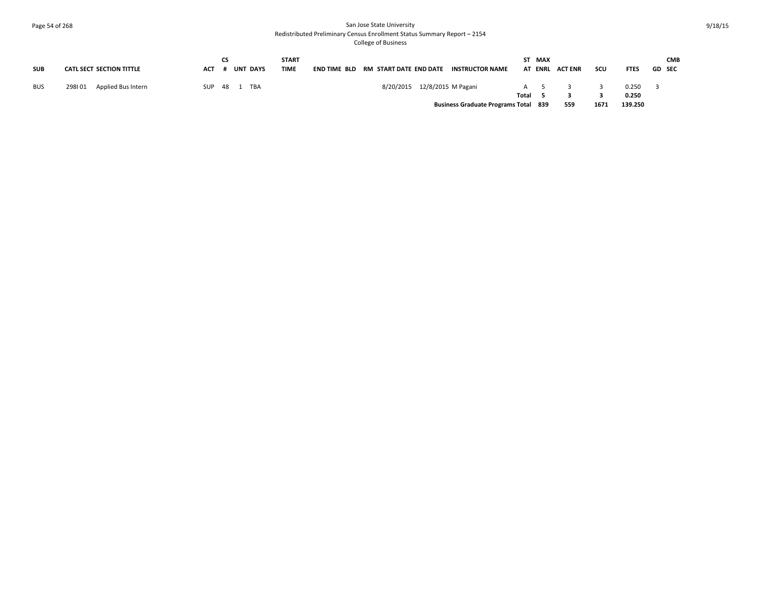# San Jose State University

## Redistributed Preliminary Census Enrollment Status Summary Report – 2154

### College of Business

| SUB | CATL SECT | SECTION TITTLE | ACT | CS # | UNT | DAYS | START TIME | END TIME | BLD | RM | START DATE | END DATE | INSTRUCTOR NAME | ST AT | MAX ENRL | ACT ENR | SCU | FTES | GD | CMB SEC |
|---|---|---|---|---|---|---|---|---|---|---|---|---|---|---|---|---|---|---|---|---|
| BUS | 298I 01 | Applied Bus Intern | SUP | 48 | 1 | TBA | | | | | 8/20/2015 | 12/8/2015 | M Pagani | A | 5 | 3 | 3 | 0.250 | 3 | |
| | | | | | | | | | | | | | | **Total** | **5** | **3** | **3** | **0.250** | | |
| | | | | | | | | | | | | | **Business Graduate Programs Total** | | **839** | **559** | **1671** | **139.250** | | |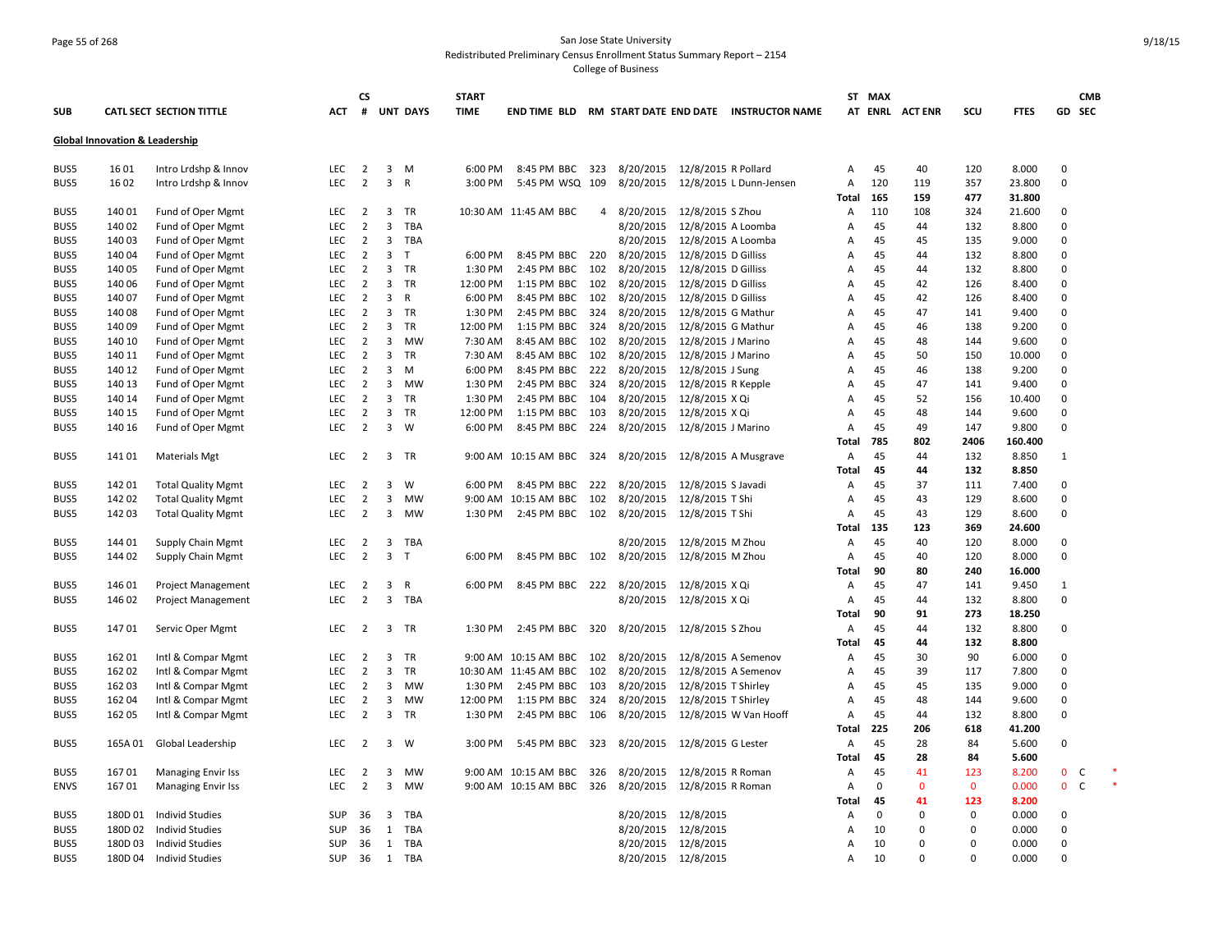San Jose State University
Redistributed Preliminary Census Enrollment Status Summary Report – 2154
College of Business

| SUB | CATL SECT | SECTION TITTLE | ACT | CS # | UNT | DAYS | START TIME | END TIME | BLD | RM | START DATE | END DATE | INSTRUCTOR NAME | ST AT | MAX ENRL | ACT ENR | SCU | FTES | GD | CMB SEC | |
|---|---|---|---|---|---|---|---|---|---|---|---|---|---|---|---|---|---|---|---|---|---|
| **Global Innovation & Leadership** | | | | | | | | | | | | | | | | | | | | | |
| BUS5 | 16 01 | Intro Lrdshp & Innov | LEC | 2 | 3 | M | 6:00 PM | 8:45 PM | BBC | 323 | 8/20/2015 | 12/8/2015 | R Pollard | A | 45 | 40 | 120 | 8.000 | 0 | | |
| BUS5 | 16 02 | Intro Lrdshp & Innov | LEC | 2 | 3 | R | 3:00 PM | 5:45 PM | WSQ | 109 | 8/20/2015 | 12/8/2015 | L Dunn-Jensen | A | 120 | 119 | 357 | 23.800 | 0 | | |
| | | | | | | | | | | | | | | Total | 165 | 159 | 477 | 31.800 | | | |
| BUS5 | 140 01 | Fund of Oper Mgmt | LEC | 2 | 3 | TR | 10:30 AM | 11:45 AM | BBC | 4 | 8/20/2015 | 12/8/2015 | S Zhou | A | 110 | 108 | 324 | 21.600 | 0 | | |
| BUS5 | 140 02 | Fund of Oper Mgmt | LEC | 2 | 3 | TBA | | | | | 8/20/2015 | 12/8/2015 | A Loomba | A | 45 | 44 | 132 | 8.800 | 0 | | |
| BUS5 | 140 03 | Fund of Oper Mgmt | LEC | 2 | 3 | TBA | | | | | 8/20/2015 | 12/8/2015 | A Loomba | A | 45 | 45 | 135 | 9.000 | 0 | | |
| BUS5 | 140 04 | Fund of Oper Mgmt | LEC | 2 | 3 | T | 6:00 PM | 8:45 PM | BBC | 220 | 8/20/2015 | 12/8/2015 | D Gilliss | A | 45 | 44 | 132 | 8.800 | 0 | | |
| BUS5 | 140 05 | Fund of Oper Mgmt | LEC | 2 | 3 | TR | 1:30 PM | 2:45 PM | BBC | 102 | 8/20/2015 | 12/8/2015 | D Gilliss | A | 45 | 44 | 132 | 8.800 | 0 | | |
| BUS5 | 140 06 | Fund of Oper Mgmt | LEC | 2 | 3 | TR | 12:00 PM | 1:15 PM | BBC | 102 | 8/20/2015 | 12/8/2015 | D Gilliss | A | 45 | 42 | 126 | 8.400 | 0 | | |
| BUS5 | 140 07 | Fund of Oper Mgmt | LEC | 2 | 3 | R | 6:00 PM | 8:45 PM | BBC | 102 | 8/20/2015 | 12/8/2015 | D Gilliss | A | 45 | 42 | 126 | 8.400 | 0 | | |
| BUS5 | 140 08 | Fund of Oper Mgmt | LEC | 2 | 3 | TR | 1:30 PM | 2:45 PM | BBC | 324 | 8/20/2015 | 12/8/2015 | G Mathur | A | 45 | 47 | 141 | 9.400 | 0 | | |
| BUS5 | 140 09 | Fund of Oper Mgmt | LEC | 2 | 3 | TR | 12:00 PM | 1:15 PM | BBC | 324 | 8/20/2015 | 12/8/2015 | G Mathur | A | 45 | 46 | 138 | 9.200 | 0 | | |
| BUS5 | 140 10 | Fund of Oper Mgmt | LEC | 2 | 3 | MW | 7:30 AM | 8:45 AM | BBC | 102 | 8/20/2015 | 12/8/2015 | J Marino | A | 45 | 48 | 144 | 9.600 | 0 | | |
| BUS5 | 140 11 | Fund of Oper Mgmt | LEC | 2 | 3 | TR | 7:30 AM | 8:45 AM | BBC | 102 | 8/20/2015 | 12/8/2015 | J Marino | A | 45 | 50 | 150 | 10.000 | 0 | | |
| BUS5 | 140 12 | Fund of Oper Mgmt | LEC | 2 | 3 | M | 6:00 PM | 8:45 PM | BBC | 222 | 8/20/2015 | 12/8/2015 | J Sung | A | 45 | 46 | 138 | 9.200 | 0 | | |
| BUS5 | 140 13 | Fund of Oper Mgmt | LEC | 2 | 3 | MW | 1:30 PM | 2:45 PM | BBC | 324 | 8/20/2015 | 12/8/2015 | R Kepple | A | 45 | 47 | 141 | 9.400 | 0 | | |
| BUS5 | 140 14 | Fund of Oper Mgmt | LEC | 2 | 3 | TR | 1:30 PM | 2:45 PM | BBC | 104 | 8/20/2015 | 12/8/2015 | X Qi | A | 45 | 52 | 156 | 10.400 | 0 | | |
| BUS5 | 140 15 | Fund of Oper Mgmt | LEC | 2 | 3 | TR | 12:00 PM | 1:15 PM | BBC | 103 | 8/20/2015 | 12/8/2015 | X Qi | A | 45 | 48 | 144 | 9.600 | 0 | | |
| BUS5 | 140 16 | Fund of Oper Mgmt | LEC | 2 | 3 | W | 6:00 PM | 8:45 PM | BBC | 224 | 8/20/2015 | 12/8/2015 | J Marino | A | 45 | 49 | 147 | 9.800 | 0 | | |
| | | | | | | | | | | | | | | Total | 785 | 802 | 2406 | 160.400 | | | |
| BUS5 | 141 01 | Materials Mgt | LEC | 2 | 3 | TR | 9:00 AM | 10:15 AM | BBC | 324 | 8/20/2015 | 12/8/2015 | A Musgrave | A | 45 | 44 | 132 | 8.850 | 1 | | |
| | | | | | | | | | | | | | | Total | 45 | 44 | 132 | 8.850 | | | |
| BUS5 | 142 01 | Total Quality Mgmt | LEC | 2 | 3 | W | 6:00 PM | 8:45 PM | BBC | 222 | 8/20/2015 | 12/8/2015 | S Javadi | A | 45 | 37 | 111 | 7.400 | 0 | | |
| BUS5 | 142 02 | Total Quality Mgmt | LEC | 2 | 3 | MW | 9:00 AM | 10:15 AM | BBC | 102 | 8/20/2015 | 12/8/2015 | T Shi | A | 45 | 43 | 129 | 8.600 | 0 | | |
| BUS5 | 142 03 | Total Quality Mgmt | LEC | 2 | 3 | MW | 1:30 PM | 2:45 PM | BBC | 102 | 8/20/2015 | 12/8/2015 | T Shi | A | 45 | 43 | 129 | 8.600 | 0 | | |
| | | | | | | | | | | | | | | Total | 135 | 123 | 369 | 24.600 | | | |
| BUS5 | 144 01 | Supply Chain Mgmt | LEC | 2 | 3 | TBA | | | | | 8/20/2015 | 12/8/2015 | M Zhou | A | 45 | 40 | 120 | 8.000 | 0 | | |
| BUS5 | 144 02 | Supply Chain Mgmt | LEC | 2 | 3 | T | 6:00 PM | 8:45 PM | BBC | 102 | 8/20/2015 | 12/8/2015 | M Zhou | A | 45 | 40 | 120 | 8.000 | 0 | | |
| | | | | | | | | | | | | | | Total | 90 | 80 | 240 | 16.000 | | | |
| BUS5 | 146 01 | Project Management | LEC | 2 | 3 | R | 6:00 PM | 8:45 PM | BBC | 222 | 8/20/2015 | 12/8/2015 | X Qi | A | 45 | 47 | 141 | 9.450 | 1 | | |
| BUS5 | 146 02 | Project Management | LEC | 2 | 3 | TBA | | | | | 8/20/2015 | 12/8/2015 | X Qi | A | 45 | 44 | 132 | 8.800 | 0 | | |
| | | | | | | | | | | | | | | Total | 90 | 91 | 273 | 18.250 | | | |
| BUS5 | 147 01 | Servic Oper Mgmt | LEC | 2 | 3 | TR | 1:30 PM | 2:45 PM | BBC | 320 | 8/20/2015 | 12/8/2015 | S Zhou | A | 45 | 44 | 132 | 8.800 | 0 | | |
| | | | | | | | | | | | | | | Total | 45 | 44 | 132 | 8.800 | | | |
| BUS5 | 162 01 | Intl & Compar Mgmt | LEC | 2 | 3 | TR | 9:00 AM | 10:15 AM | BBC | 102 | 8/20/2015 | 12/8/2015 | A Semenov | A | 45 | 30 | 90 | 6.000 | 0 | | |
| BUS5 | 162 02 | Intl & Compar Mgmt | LEC | 2 | 3 | TR | 10:30 AM | 11:45 AM | BBC | 102 | 8/20/2015 | 12/8/2015 | A Semenov | A | 45 | 39 | 117 | 7.800 | 0 | | |
| BUS5 | 162 03 | Intl & Compar Mgmt | LEC | 2 | 3 | MW | 1:30 PM | 2:45 PM | BBC | 103 | 8/20/2015 | 12/8/2015 | T Shirley | A | 45 | 45 | 135 | 9.000 | 0 | | |
| BUS5 | 162 04 | Intl & Compar Mgmt | LEC | 2 | 3 | MW | 12:00 PM | 1:15 PM | BBC | 324 | 8/20/2015 | 12/8/2015 | T Shirley | A | 45 | 48 | 144 | 9.600 | 0 | | |
| BUS5 | 162 05 | Intl & Compar Mgmt | LEC | 2 | 3 | TR | 1:30 PM | 2:45 PM | BBC | 106 | 8/20/2015 | 12/8/2015 | W Van Hooff | A | 45 | 44 | 132 | 8.800 | 0 | | |
| | | | | | | | | | | | | | | Total | 225 | 206 | 618 | 41.200 | | | |
| BUS5 | 165A 01 | Global Leadership | LEC | 2 | 3 | W | 3:00 PM | 5:45 PM | BBC | 323 | 8/20/2015 | 12/8/2015 | G Lester | A | 45 | 28 | 84 | 5.600 | 0 | | |
| | | | | | | | | | | | | | | Total | 45 | 28 | 84 | 5.600 | | | |
| BUS5 | 167 01 | Managing Envir Iss | LEC | 2 | 3 | MW | 9:00 AM | 10:15 AM | BBC | 326 | 8/20/2015 | 12/8/2015 | R Roman | A | 45 | 41 | 123 | 8.200 | 0 | C | * |
| ENVS | 167 01 | Managing Envir Iss | LEC | 2 | 3 | MW | 9:00 AM | 10:15 AM | BBC | 326 | 8/20/2015 | 12/8/2015 | R Roman | A | 0 | 0 | 0 | 0.000 | 0 | C | * |
| | | | | | | | | | | | | | | Total | 45 | 41 | 123 | 8.200 | | | |
| BUS5 | 180D 01 | Individ Studies | SUP | 36 | 3 | TBA | | | | | 8/20/2015 | 12/8/2015 | | A | 0 | 0 | 0 | 0.000 | 0 | | |
| BUS5 | 180D 02 | Individ Studies | SUP | 36 | 1 | TBA | | | | | 8/20/2015 | 12/8/2015 | | A | 10 | 0 | 0 | 0.000 | 0 | | |
| BUS5 | 180D 03 | Individ Studies | SUP | 36 | 1 | TBA | | | | | 8/20/2015 | 12/8/2015 | | A | 10 | 0 | 0 | 0.000 | 0 | | |
| BUS5 | 180D 04 | Individ Studies | SUP | 36 | 1 | TBA | | | | | 8/20/2015 | 12/8/2015 | | A | 10 | 0 | 0 | 0.000 | 0 | | |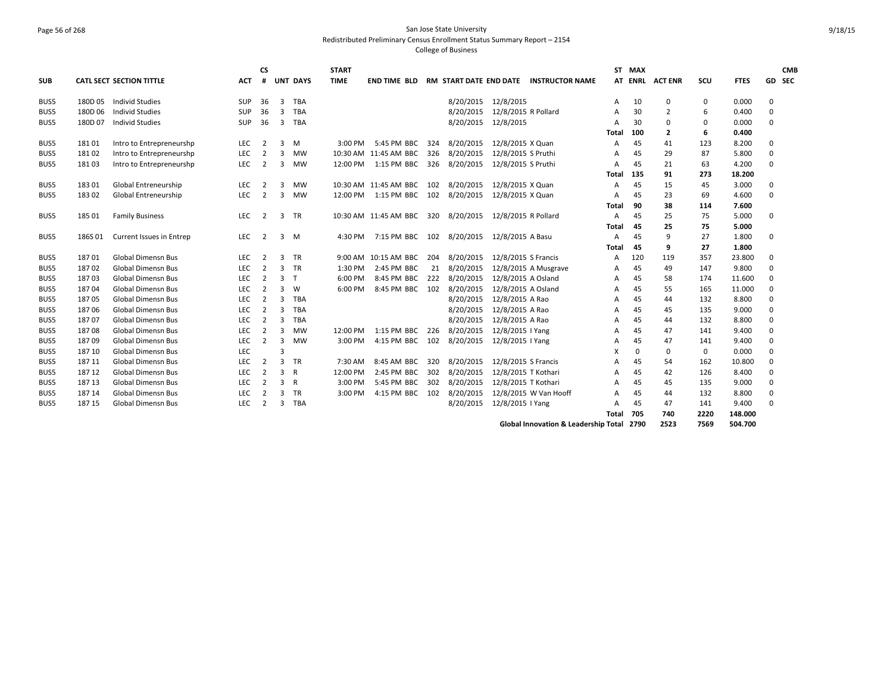San Jose State University

Redistributed Preliminary Census Enrollment Status Summary Report – 2154

College of Business

| SUB | CATL SECT | SECTION TITTLE | ACT | CS # | UNT | DAYS | START TIME | END TIME | BLD | RM | START DATE | END DATE | INSTRUCTOR NAME | ST AT | MAX ENRL | ACT ENR | SCU | FTES | GD | CMB SEC |
|---|---|---|---|---|---|---|---|---|---|---|---|---|---|---|---|---|---|---|---|---|
| BUS5 | 180D 05 | Individ Studies | SUP | 36 | 3 | TBA | | | | | 8/20/2015 | 12/8/2015 | | A | 10 | 0 | 0 | 0.000 | 0 | |
| BUS5 | 180D 06 | Individ Studies | SUP | 36 | 3 | TBA | | | | | 8/20/2015 | 12/8/2015 | R Pollard | A | 30 | 2 | 6 | 0.400 | 0 | |
| BUS5 | 180D 07 | Individ Studies | SUP | 36 | 3 | TBA | | | | | 8/20/2015 | 12/8/2015 | | A | 30 | 0 | 0 | 0.000 | 0 | |
| | | | | | | | | | | | | | | **Total** | **100** | **2** | **6** | **0.400** | | |
| BUS5 | 181 01 | Intro to Entrepreneurshp | LEC | 2 | 3 | M | 3:00 PM | 5:45 PM | BBC | 324 | 8/20/2015 | 12/8/2015 | X Quan | A | 45 | 41 | 123 | 8.200 | 0 | |
| BUS5 | 181 02 | Intro to Entrepreneurshp | LEC | 2 | 3 | MW | 10:30 AM | 11:45 AM | BBC | 326 | 8/20/2015 | 12/8/2015 | S Pruthi | A | 45 | 29 | 87 | 5.800 | 0 | |
| BUS5 | 181 03 | Intro to Entrepreneurshp | LEC | 2 | 3 | MW | 12:00 PM | 1:15 PM | BBC | 326 | 8/20/2015 | 12/8/2015 | S Pruthi | A | 45 | 21 | 63 | 4.200 | 0 | |
| | | | | | | | | | | | | | | **Total** | **135** | **91** | **273** | **18.200** | | |
| BUS5 | 183 01 | Global Entreneurship | LEC | 2 | 3 | MW | 10:30 AM | 11:45 AM | BBC | 102 | 8/20/2015 | 12/8/2015 | X Quan | A | 45 | 15 | 45 | 3.000 | 0 | |
| BUS5 | 183 02 | Global Entreneurship | LEC | 2 | 3 | MW | 12:00 PM | 1:15 PM | BBC | 102 | 8/20/2015 | 12/8/2015 | X Quan | A | 45 | 23 | 69 | 4.600 | 0 | |
| | | | | | | | | | | | | | | **Total** | **90** | **38** | **114** | **7.600** | | |
| BUS5 | 185 01 | Family Business | LEC | 2 | 3 | TR | 10:30 AM | 11:45 AM | BBC | 320 | 8/20/2015 | 12/8/2015 | R Pollard | A | 45 | 25 | 75 | 5.000 | 0 | |
| | | | | | | | | | | | | | | **Total** | **45** | **25** | **75** | **5.000** | | |
| BUS5 | 186S 01 | Current Issues in Entrep | LEC | 2 | 3 | M | 4:30 PM | 7:15 PM | BBC | 102 | 8/20/2015 | 12/8/2015 | A Basu | A | 45 | 9 | 27 | 1.800 | 0 | |
| | | | | | | | | | | | | | | **Total** | **45** | **9** | **27** | **1.800** | | |
| BUS5 | 187 01 | Global Dimensn Bus | LEC | 2 | 3 | TR | 9:00 AM | 10:15 AM | BBC | 204 | 8/20/2015 | 12/8/2015 | S Francis | A | 120 | 119 | 357 | 23.800 | 0 | |
| BUS5 | 187 02 | Global Dimensn Bus | LEC | 2 | 3 | TR | 1:30 PM | 2:45 PM | BBC | 21 | 8/20/2015 | 12/8/2015 | A Musgrave | A | 45 | 49 | 147 | 9.800 | 0 | |
| BUS5 | 187 03 | Global Dimensn Bus | LEC | 2 | 3 | T | 6:00 PM | 8:45 PM | BBC | 222 | 8/20/2015 | 12/8/2015 | A Osland | A | 45 | 58 | 174 | 11.600 | 0 | |
| BUS5 | 187 04 | Global Dimensn Bus | LEC | 2 | 3 | W | 6:00 PM | 8:45 PM | BBC | 102 | 8/20/2015 | 12/8/2015 | A Osland | A | 45 | 55 | 165 | 11.000 | 0 | |
| BUS5 | 187 05 | Global Dimensn Bus | LEC | 2 | 3 | TBA | | | | | 8/20/2015 | 12/8/2015 | A Rao | A | 45 | 44 | 132 | 8.800 | 0 | |
| BUS5 | 187 06 | Global Dimensn Bus | LEC | 2 | 3 | TBA | | | | | 8/20/2015 | 12/8/2015 | A Rao | A | 45 | 45 | 135 | 9.000 | 0 | |
| BUS5 | 187 07 | Global Dimensn Bus | LEC | 2 | 3 | TBA | | | | | 8/20/2015 | 12/8/2015 | A Rao | A | 45 | 44 | 132 | 8.800 | 0 | |
| BUS5 | 187 08 | Global Dimensn Bus | LEC | 2 | 3 | MW | 12:00 PM | 1:15 PM | BBC | 226 | 8/20/2015 | 12/8/2015 | I Yang | A | 45 | 47 | 141 | 9.400 | 0 | |
| BUS5 | 187 09 | Global Dimensn Bus | LEC | 2 | 3 | MW | 3:00 PM | 4:15 PM | BBC | 102 | 8/20/2015 | 12/8/2015 | I Yang | A | 45 | 47 | 141 | 9.400 | 0 | |
| BUS5 | 187 10 | Global Dimensn Bus | LEC | | 3 | | | | | | | | | X | 0 | 0 | 0 | 0.000 | 0 | |
| BUS5 | 187 11 | Global Dimensn Bus | LEC | 2 | 3 | TR | 7:30 AM | 8:45 AM | BBC | 320 | 8/20/2015 | 12/8/2015 | S Francis | A | 45 | 54 | 162 | 10.800 | 0 | |
| BUS5 | 187 12 | Global Dimensn Bus | LEC | 2 | 3 | R | 12:00 PM | 2:45 PM | BBC | 302 | 8/20/2015 | 12/8/2015 | T Kothari | A | 45 | 42 | 126 | 8.400 | 0 | |
| BUS5 | 187 13 | Global Dimensn Bus | LEC | 2 | 3 | R | 3:00 PM | 5:45 PM | BBC | 302 | 8/20/2015 | 12/8/2015 | T Kothari | A | 45 | 45 | 135 | 9.000 | 0 | |
| BUS5 | 187 14 | Global Dimensn Bus | LEC | 2 | 3 | TR | 3:00 PM | 4:15 PM | BBC | 102 | 8/20/2015 | 12/8/2015 | W Van Hooff | A | 45 | 44 | 132 | 8.800 | 0 | |
| BUS5 | 187 15 | Global Dimensn Bus | LEC | 2 | 3 | TBA | | | | | 8/20/2015 | 12/8/2015 | I Yang | A | 45 | 47 | 141 | 9.400 | 0 | |
| | | | | | | | | | | | | | | **Total** | **705** | **740** | **2220** | **148.000** | | |
| | | | | | | | | | | | | | **Global Innovation & Leadership Total** | | **2790** | **2523** | **7569** | **504.700** | | |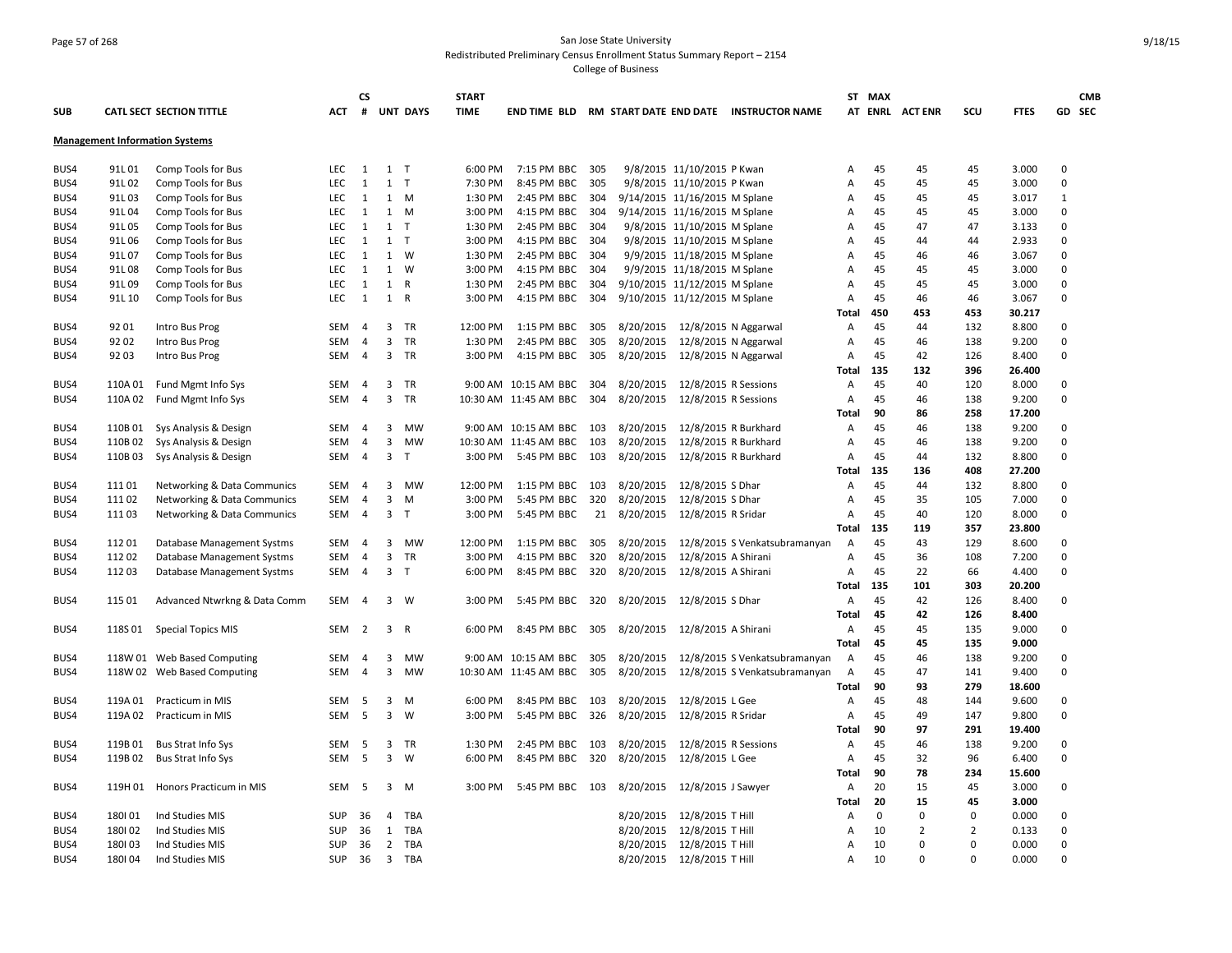San Jose State University
Redistributed Preliminary Census Enrollment Status Summary Report – 2154
College of Business

| SUB | CATL SECT | SECTION TITTLE | ACT | CS # | UNT | DAYS | START TIME | END TIME | BLD | RM | START DATE | END DATE | INSTRUCTOR NAME | ST AT | MAX ENRL | ACT ENR | SCU | FTES | GD | CMB SEC |
|---|---|---|---|---|---|---|---|---|---|---|---|---|---|---|---|---|---|---|---|---|
| **Management Information Systems** | | | | | | | | | | | | | | | | | | | | |
| BUS4 | 91L 01 | Comp Tools for Bus | LEC | 1 | 1 | T | 6:00 PM | 7:15 PM | BBC | 305 | 9/8/2015 | 11/10/2015 | P Kwan | A | 45 | 45 | 45 | 3.000 | 0 | |
| BUS4 | 91L 02 | Comp Tools for Bus | LEC | 1 | 1 | T | 7:30 PM | 8:45 PM | BBC | 305 | 9/8/2015 | 11/10/2015 | P Kwan | A | 45 | 45 | 45 | 3.000 | 0 | |
| BUS4 | 91L 03 | Comp Tools for Bus | LEC | 1 | 1 | M | 1:30 PM | 2:45 PM | BBC | 304 | 9/14/2015 | 11/16/2015 | M Splane | A | 45 | 45 | 45 | 3.017 | 1 | |
| BUS4 | 91L 04 | Comp Tools for Bus | LEC | 1 | 1 | M | 3:00 PM | 4:15 PM | BBC | 304 | 9/14/2015 | 11/16/2015 | M Splane | A | 45 | 45 | 45 | 3.000 | 0 | |
| BUS4 | 91L 05 | Comp Tools for Bus | LEC | 1 | 1 | T | 1:30 PM | 2:45 PM | BBC | 304 | 9/8/2015 | 11/10/2015 | M Splane | A | 45 | 47 | 47 | 3.133 | 0 | |
| BUS4 | 91L 06 | Comp Tools for Bus | LEC | 1 | 1 | T | 3:00 PM | 4:15 PM | BBC | 304 | 9/8/2015 | 11/10/2015 | M Splane | A | 45 | 44 | 44 | 2.933 | 0 | |
| BUS4 | 91L 07 | Comp Tools for Bus | LEC | 1 | 1 | W | 1:30 PM | 2:45 PM | BBC | 304 | 9/9/2015 | 11/18/2015 | M Splane | A | 45 | 46 | 46 | 3.067 | 0 | |
| BUS4 | 91L 08 | Comp Tools for Bus | LEC | 1 | 1 | W | 3:00 PM | 4:15 PM | BBC | 304 | 9/9/2015 | 11/18/2015 | M Splane | A | 45 | 45 | 45 | 3.000 | 0 | |
| BUS4 | 91L 09 | Comp Tools for Bus | LEC | 1 | 1 | R | 1:30 PM | 2:45 PM | BBC | 304 | 9/10/2015 | 11/12/2015 | M Splane | A | 45 | 45 | 45 | 3.000 | 0 | |
| BUS4 | 91L 10 | Comp Tools for Bus | LEC | 1 | 1 | R | 3:00 PM | 4:15 PM | BBC | 304 | 9/10/2015 | 11/12/2015 | M Splane | A | 45 | 46 | 46 | 3.067 | 0 | |
| | | | | | | | | | | | | | | **Total** | **450** | **453** | **453** | **30.217** | | |
| BUS4 | 92 01 | Intro Bus Prog | SEM | 4 | 3 | TR | 12:00 PM | 1:15 PM | BBC | 305 | 8/20/2015 | 12/8/2015 | N Aggarwal | A | 45 | 44 | 132 | 8.800 | 0 | |
| BUS4 | 92 02 | Intro Bus Prog | SEM | 4 | 3 | TR | 1:30 PM | 2:45 PM | BBC | 305 | 8/20/2015 | 12/8/2015 | N Aggarwal | A | 45 | 46 | 138 | 9.200 | 0 | |
| BUS4 | 92 03 | Intro Bus Prog | SEM | 4 | 3 | TR | 3:00 PM | 4:15 PM | BBC | 305 | 8/20/2015 | 12/8/2015 | N Aggarwal | A | 45 | 42 | 126 | 8.400 | 0 | |
| | | | | | | | | | | | | | | **Total** | **135** | **132** | **396** | **26.400** | | |
| BUS4 | 110A 01 | Fund Mgmt Info Sys | SEM | 4 | 3 | TR | 9:00 AM | 10:15 AM | BBC | 304 | 8/20/2015 | 12/8/2015 | R Sessions | A | 45 | 40 | 120 | 8.000 | 0 | |
| BUS4 | 110A 02 | Fund Mgmt Info Sys | SEM | 4 | 3 | TR | 10:30 AM | 11:45 AM | BBC | 304 | 8/20/2015 | 12/8/2015 | R Sessions | A | 45 | 46 | 138 | 9.200 | 0 | |
| | | | | | | | | | | | | | | **Total** | **90** | **86** | **258** | **17.200** | | |
| BUS4 | 110B 01 | Sys Analysis & Design | SEM | 4 | 3 | MW | 9:00 AM | 10:15 AM | BBC | 103 | 8/20/2015 | 12/8/2015 | R Burkhard | A | 45 | 46 | 138 | 9.200 | 0 | |
| BUS4 | 110B 02 | Sys Analysis & Design | SEM | 4 | 3 | MW | 10:30 AM | 11:45 AM | BBC | 103 | 8/20/2015 | 12/8/2015 | R Burkhard | A | 45 | 46 | 138 | 9.200 | 0 | |
| BUS4 | 110B 03 | Sys Analysis & Design | SEM | 4 | 3 | T | 3:00 PM | 5:45 PM | BBC | 103 | 8/20/2015 | 12/8/2015 | R Burkhard | A | 45 | 44 | 132 | 8.800 | 0 | |
| | | | | | | | | | | | | | | **Total** | **135** | **136** | **408** | **27.200** | | |
| BUS4 | 111 01 | Networking & Data Communics | SEM | 4 | 3 | MW | 12:00 PM | 1:15 PM | BBC | 103 | 8/20/2015 | 12/8/2015 | S Dhar | A | 45 | 44 | 132 | 8.800 | 0 | |
| BUS4 | 111 02 | Networking & Data Communics | SEM | 4 | 3 | M | 3:00 PM | 5:45 PM | BBC | 320 | 8/20/2015 | 12/8/2015 | S Dhar | A | 45 | 35 | 105 | 7.000 | 0 | |
| BUS4 | 111 03 | Networking & Data Communics | SEM | 4 | 3 | T | 3:00 PM | 5:45 PM | BBC | 21 | 8/20/2015 | 12/8/2015 | R Sridar | A | 45 | 40 | 120 | 8.000 | 0 | |
| | | | | | | | | | | | | | | **Total** | **135** | **119** | **357** | **23.800** | | |
| BUS4 | 112 01 | Database Management Systms | SEM | 4 | 3 | MW | 12:00 PM | 1:15 PM | BBC | 305 | 8/20/2015 | 12/8/2015 | S Venkatsubramanyan | A | 45 | 43 | 129 | 8.600 | 0 | |
| BUS4 | 112 02 | Database Management Systms | SEM | 4 | 3 | TR | 3:00 PM | 4:15 PM | BBC | 320 | 8/20/2015 | 12/8/2015 | A Shirani | A | 45 | 36 | 108 | 7.200 | 0 | |
| BUS4 | 112 03 | Database Management Systms | SEM | 4 | 3 | T | 6:00 PM | 8:45 PM | BBC | 320 | 8/20/2015 | 12/8/2015 | A Shirani | A | 45 | 22 | 66 | 4.400 | 0 | |
| | | | | | | | | | | | | | | **Total** | **135** | **101** | **303** | **20.200** | | |
| BUS4 | 115 01 | Advanced Ntwrkng & Data Comm | SEM | 4 | 3 | W | 3:00 PM | 5:45 PM | BBC | 320 | 8/20/2015 | 12/8/2015 | S Dhar | A | 45 | 42 | 126 | 8.400 | 0 | |
| | | | | | | | | | | | | | | **Total** | **45** | **42** | **126** | **8.400** | | |
| BUS4 | 118S 01 | Special Topics MIS | SEM | 2 | 3 | R | 6:00 PM | 8:45 PM | BBC | 305 | 8/20/2015 | 12/8/2015 | A Shirani | A | 45 | 45 | 135 | 9.000 | 0 | |
| | | | | | | | | | | | | | | **Total** | **45** | **45** | **135** | **9.000** | | |
| BUS4 | 118W 01 | Web Based Computing | SEM | 4 | 3 | MW | 9:00 AM | 10:15 AM | BBC | 305 | 8/20/2015 | 12/8/2015 | S Venkatsubramanyan | A | 45 | 46 | 138 | 9.200 | 0 | |
| BUS4 | 118W 02 | Web Based Computing | SEM | 4 | 3 | MW | 10:30 AM | 11:45 AM | BBC | 305 | 8/20/2015 | 12/8/2015 | S Venkatsubramanyan | A | 45 | 47 | 141 | 9.400 | 0 | |
| | | | | | | | | | | | | | | **Total** | **90** | **93** | **279** | **18.600** | | |
| BUS4 | 119A 01 | Practicum in MIS | SEM | 5 | 3 | M | 6:00 PM | 8:45 PM | BBC | 103 | 8/20/2015 | 12/8/2015 | L Gee | A | 45 | 48 | 144 | 9.600 | 0 | |
| BUS4 | 119A 02 | Practicum in MIS | SEM | 5 | 3 | W | 3:00 PM | 5:45 PM | BBC | 326 | 8/20/2015 | 12/8/2015 | R Sridar | A | 45 | 49 | 147 | 9.800 | 0 | |
| | | | | | | | | | | | | | | **Total** | **90** | **97** | **291** | **19.400** | | |
| BUS4 | 119B 01 | Bus Strat Info Sys | SEM | 5 | 3 | TR | 1:30 PM | 2:45 PM | BBC | 103 | 8/20/2015 | 12/8/2015 | R Sessions | A | 45 | 46 | 138 | 9.200 | 0 | |
| BUS4 | 119B 02 | Bus Strat Info Sys | SEM | 5 | 3 | W | 6:00 PM | 8:45 PM | BBC | 320 | 8/20/2015 | 12/8/2015 | L Gee | A | 45 | 32 | 96 | 6.400 | 0 | |
| | | | | | | | | | | | | | | **Total** | **90** | **78** | **234** | **15.600** | | |
| BUS4 | 119H 01 | Honors Practicum in MIS | SEM | 5 | 3 | M | 3:00 PM | 5:45 PM | BBC | 103 | 8/20/2015 | 12/8/2015 | J Sawyer | A | 20 | 15 | 45 | 3.000 | 0 | |
| | | | | | | | | | | | | | | **Total** | **20** | **15** | **45** | **3.000** | | |
| BUS4 | 180I 01 | Ind Studies MIS | SUP | 36 | 4 | TBA | | | | | 8/20/2015 | 12/8/2015 | T Hill | A | 0 | 0 | 0 | 0.000 | 0 | |
| BUS4 | 180I 02 | Ind Studies MIS | SUP | 36 | 1 | TBA | | | | | 8/20/2015 | 12/8/2015 | T Hill | A | 10 | 2 | 2 | 0.133 | 0 | |
| BUS4 | 180I 03 | Ind Studies MIS | SUP | 36 | 2 | TBA | | | | | 8/20/2015 | 12/8/2015 | T Hill | A | 10 | 0 | 0 | 0.000 | 0 | |
| BUS4 | 180I 04 | Ind Studies MIS | SUP | 36 | 3 | TBA | | | | | 8/20/2015 | 12/8/2015 | T Hill | A | 10 | 0 | 0 | 0.000 | 0 | |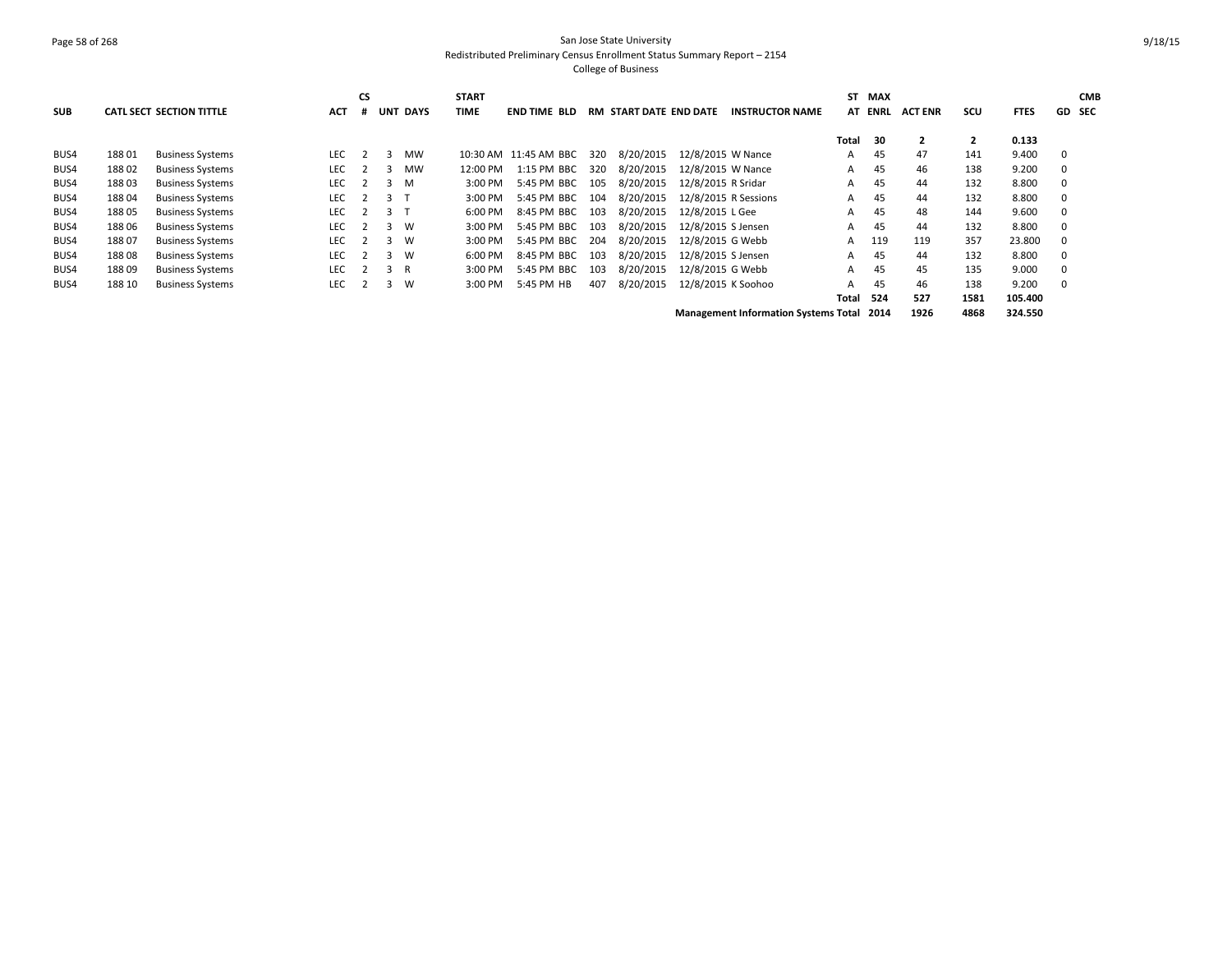San Jose State University
Redistributed Preliminary Census Enrollment Status Summary Report – 2154
College of Business

| SUB | CATL SECT | SECTION TITTLE | ACT | CS # | UNT | DAYS | START TIME | END TIME | BLD | RM | START DATE | END DATE | INSTRUCTOR NAME | ST AT | MAX ENRL | ACT ENR | SCU | FTES | GD | CMB SEC |
|---|---|---|---|---|---|---|---|---|---|---|---|---|---|---|---|---|---|---|---|---|
| | | | | | | | | | | | | | | Total | 30 | 2 | 2 | 0.133 | | |
| BUS4 | 188 01 | Business Systems | LEC | 2 | 3 | MW | 10:30 AM | 11:45 AM | BBC | 320 | 8/20/2015 | 12/8/2015 | W Nance | A | 45 | 47 | 141 | 9.400 | 0 | |
| BUS4 | 188 02 | Business Systems | LEC | 2 | 3 | MW | 12:00 PM | 1:15 PM | BBC | 320 | 8/20/2015 | 12/8/2015 | W Nance | A | 45 | 46 | 138 | 9.200 | 0 | |
| BUS4 | 188 03 | Business Systems | LEC | 2 | 3 | M | 3:00 PM | 5:45 PM | BBC | 105 | 8/20/2015 | 12/8/2015 | R Sridar | A | 45 | 44 | 132 | 8.800 | 0 | |
| BUS4 | 188 04 | Business Systems | LEC | 2 | 3 | T | 3:00 PM | 5:45 PM | BBC | 104 | 8/20/2015 | 12/8/2015 | R Sessions | A | 45 | 44 | 132 | 8.800 | 0 | |
| BUS4 | 188 05 | Business Systems | LEC | 2 | 3 | T | 6:00 PM | 8:45 PM | BBC | 103 | 8/20/2015 | 12/8/2015 | L Gee | A | 45 | 48 | 144 | 9.600 | 0 | |
| BUS4 | 188 06 | Business Systems | LEC | 2 | 3 | W | 3:00 PM | 5:45 PM | BBC | 103 | 8/20/2015 | 12/8/2015 | S Jensen | A | 45 | 44 | 132 | 8.800 | 0 | |
| BUS4 | 188 07 | Business Systems | LEC | 2 | 3 | W | 3:00 PM | 5:45 PM | BBC | 204 | 8/20/2015 | 12/8/2015 | G Webb | A | 119 | 119 | 357 | 23.800 | 0 | |
| BUS4 | 188 08 | Business Systems | LEC | 2 | 3 | W | 6:00 PM | 8:45 PM | BBC | 103 | 8/20/2015 | 12/8/2015 | S Jensen | A | 45 | 44 | 132 | 8.800 | 0 | |
| BUS4 | 188 09 | Business Systems | LEC | 2 | 3 | R | 3:00 PM | 5:45 PM | BBC | 103 | 8/20/2015 | 12/8/2015 | G Webb | A | 45 | 45 | 135 | 9.000 | 0 | |
| BUS4 | 188 10 | Business Systems | LEC | 2 | 3 | W | 3:00 PM | 5:45 PM | HB | 407 | 8/20/2015 | 12/8/2015 | K Soohoo | A | 45 | 46 | 138 | 9.200 | 0 | |
| | | | | | | | | | | | | | | Total | 524 | 527 | 1581 | 105.400 | | |
| | | | | | | | | | | | | | Management Information Systems Total | | 2014 | 1926 | 4868 | 324.550 | | |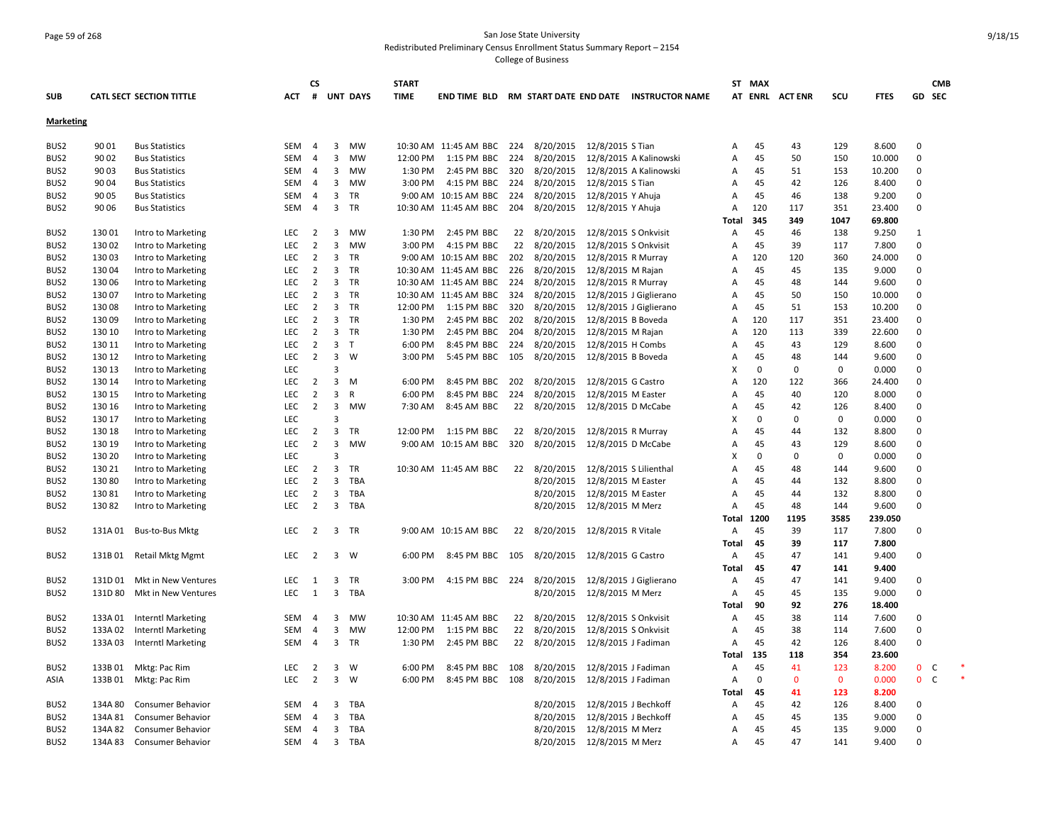San Jose State University

Redistributed Preliminary Census Enrollment Status Summary Report – 2154

College of Business

| SUB | CATL SECT | SECTION TITTLE | ACT | CS # | UNT | DAYS | START TIME | END TIME | BLD | RM | START DATE | END DATE | INSTRUCTOR NAME | ST AT | MAX ENRL | ACT ENR | SCU | FTES | GD | CMB SEC |
|---|---|---|---|---|---|---|---|---|---|---|---|---|---|---|---|---|---|---|---|---|
| **Marketing** | | | | | | | | | | | | | | | | | | | | |
| BUS2 | 90 01 | Bus Statistics | SEM | 4 | 3 | MW | 10:30 AM | 11:45 AM | BBC | 224 | 8/20/2015 | 12/8/2015 | S Tian | A | 45 | 43 | 129 | 8.600 | 0 | |
| BUS2 | 90 02 | Bus Statistics | SEM | 4 | 3 | MW | 12:00 PM | 1:15 PM | BBC | 224 | 8/20/2015 | 12/8/2015 | A Kalinowski | A | 45 | 50 | 150 | 10.000 | 0 | |
| BUS2 | 90 03 | Bus Statistics | SEM | 4 | 3 | MW | 1:30 PM | 2:45 PM | BBC | 320 | 8/20/2015 | 12/8/2015 | A Kalinowski | A | 45 | 51 | 153 | 10.200 | 0 | |
| BUS2 | 90 04 | Bus Statistics | SEM | 4 | 3 | MW | 3:00 PM | 4:15 PM | BBC | 224 | 8/20/2015 | 12/8/2015 | S Tian | A | 45 | 42 | 126 | 8.400 | 0 | |
| BUS2 | 90 05 | Bus Statistics | SEM | 4 | 3 | TR | 9:00 AM | 10:15 AM | BBC | 224 | 8/20/2015 | 12/8/2015 | Y Ahuja | A | 45 | 46 | 138 | 9.200 | 0 | |
| BUS2 | 90 06 | Bus Statistics | SEM | 4 | 3 | TR | 10:30 AM | 11:45 AM | BBC | 204 | 8/20/2015 | 12/8/2015 | Y Ahuja | A | 120 | 117 | 351 | 23.400 | 0 | |
| | | | | | | | | | | | | | | **Total** | **345** | **349** | **1047** | **69.800** | | |
| BUS2 | 130 01 | Intro to Marketing | LEC | 2 | 3 | MW | 1:30 PM | 2:45 PM | BBC | 22 | 8/20/2015 | 12/8/2015 | S Onkvisit | A | 45 | 46 | 138 | 9.250 | 1 | |
| BUS2 | 130 02 | Intro to Marketing | LEC | 2 | 3 | MW | 3:00 PM | 4:15 PM | BBC | 22 | 8/20/2015 | 12/8/2015 | S Onkvisit | A | 45 | 39 | 117 | 7.800 | 0 | |
| BUS2 | 130 03 | Intro to Marketing | LEC | 2 | 3 | TR | 9:00 AM | 10:15 AM | BBC | 202 | 8/20/2015 | 12/8/2015 | R Murray | A | 120 | 120 | 360 | 24.000 | 0 | |
| BUS2 | 130 04 | Intro to Marketing | LEC | 2 | 3 | TR | 10:30 AM | 11:45 AM | BBC | 226 | 8/20/2015 | 12/8/2015 | M Rajan | A | 45 | 45 | 135 | 9.000 | 0 | |
| BUS2 | 130 06 | Intro to Marketing | LEC | 2 | 3 | TR | 10:30 AM | 11:45 AM | BBC | 224 | 8/20/2015 | 12/8/2015 | R Murray | A | 45 | 48 | 144 | 9.600 | 0 | |
| BUS2 | 130 07 | Intro to Marketing | LEC | 2 | 3 | TR | 10:30 AM | 11:45 AM | BBC | 324 | 8/20/2015 | 12/8/2015 | J Giglierano | A | 45 | 50 | 150 | 10.000 | 0 | |
| BUS2 | 130 08 | Intro to Marketing | LEC | 2 | 3 | TR | 12:00 PM | 1:15 PM | BBC | 320 | 8/20/2015 | 12/8/2015 | J Giglierano | A | 45 | 51 | 153 | 10.200 | 0 | |
| BUS2 | 130 09 | Intro to Marketing | LEC | 2 | 3 | TR | 1:30 PM | 2:45 PM | BBC | 202 | 8/20/2015 | 12/8/2015 | B Boveda | A | 120 | 117 | 351 | 23.400 | 0 | |
| BUS2 | 130 10 | Intro to Marketing | LEC | 2 | 3 | TR | 1:30 PM | 2:45 PM | BBC | 204 | 8/20/2015 | 12/8/2015 | M Rajan | A | 120 | 113 | 339 | 22.600 | 0 | |
| BUS2 | 130 11 | Intro to Marketing | LEC | 2 | 3 | T | 6:00 PM | 8:45 PM | BBC | 224 | 8/20/2015 | 12/8/2015 | H Combs | A | 45 | 43 | 129 | 8.600 | 0 | |
| BUS2 | 130 12 | Intro to Marketing | LEC | 2 | 3 | W | 3:00 PM | 5:45 PM | BBC | 105 | 8/20/2015 | 12/8/2015 | B Boveda | A | 45 | 48 | 144 | 9.600 | 0 | |
| BUS2 | 130 13 | Intro to Marketing | LEC | | 3 | | | | | | | | | X | 0 | 0 | 0 | 0.000 | 0 | |
| BUS2 | 130 14 | Intro to Marketing | LEC | 2 | 3 | M | 6:00 PM | 8:45 PM | BBC | 202 | 8/20/2015 | 12/8/2015 | G Castro | A | 120 | 122 | 366 | 24.400 | 0 | |
| BUS2 | 130 15 | Intro to Marketing | LEC | 2 | 3 | R | 6:00 PM | 8:45 PM | BBC | 224 | 8/20/2015 | 12/8/2015 | M Easter | A | 45 | 40 | 120 | 8.000 | 0 | |
| BUS2 | 130 16 | Intro to Marketing | LEC | 2 | 3 | MW | 7:30 AM | 8:45 AM | BBC | 22 | 8/20/2015 | 12/8/2015 | D McCabe | A | 45 | 42 | 126 | 8.400 | 0 | |
| BUS2 | 130 17 | Intro to Marketing | LEC | | 3 | | | | | | | | | X | 0 | 0 | 0 | 0.000 | 0 | |
| BUS2 | 130 18 | Intro to Marketing | LEC | 2 | 3 | TR | 12:00 PM | 1:15 PM | BBC | 22 | 8/20/2015 | 12/8/2015 | R Murray | A | 45 | 44 | 132 | 8.800 | 0 | |
| BUS2 | 130 19 | Intro to Marketing | LEC | 2 | 3 | MW | 9:00 AM | 10:15 AM | BBC | 320 | 8/20/2015 | 12/8/2015 | D McCabe | A | 45 | 43 | 129 | 8.600 | 0 | |
| BUS2 | 130 20 | Intro to Marketing | LEC | | 3 | | | | | | | | | X | 0 | 0 | 0 | 0.000 | 0 | |
| BUS2 | 130 21 | Intro to Marketing | LEC | 2 | 3 | TR | 10:30 AM | 11:45 AM | BBC | 22 | 8/20/2015 | 12/8/2015 | S Lilienthal | A | 45 | 48 | 144 | 9.600 | 0 | |
| BUS2 | 130 80 | Intro to Marketing | LEC | 2 | 3 | TBA | | | | | 8/20/2015 | 12/8/2015 | M Easter | A | 45 | 44 | 132 | 8.800 | 0 | |
| BUS2 | 130 81 | Intro to Marketing | LEC | 2 | 3 | TBA | | | | | 8/20/2015 | 12/8/2015 | M Easter | A | 45 | 44 | 132 | 8.800 | 0 | |
| BUS2 | 130 82 | Intro to Marketing | LEC | 2 | 3 | TBA | | | | | 8/20/2015 | 12/8/2015 | M Merz | A | 45 | 48 | 144 | 9.600 | 0 | |
| | | | | | | | | | | | | | | **Total** | **1200** | **1195** | **3585** | **239.050** | | |
| BUS2 | 131A 01 | Bus-to-Bus Mktg | LEC | 2 | 3 | TR | 9:00 AM | 10:15 AM | BBC | 22 | 8/20/2015 | 12/8/2015 | R Vitale | A | 45 | 39 | 117 | 7.800 | 0 | |
| | | | | | | | | | | | | | | **Total** | **45** | **39** | **117** | **7.800** | | |
| BUS2 | 131B 01 | Retail Mktg Mgmt | LEC | 2 | 3 | W | 6:00 PM | 8:45 PM | BBC | 105 | 8/20/2015 | 12/8/2015 | G Castro | A | 45 | 47 | 141 | 9.400 | 0 | |
| | | | | | | | | | | | | | | **Total** | **45** | **47** | **141** | **9.400** | | |
| BUS2 | 131D 01 | Mkt in New Ventures | LEC | 1 | 3 | TR | 3:00 PM | 4:15 PM | BBC | 224 | 8/20/2015 | 12/8/2015 | J Giglierano | A | 45 | 47 | 141 | 9.400 | 0 | |
| BUS2 | 131D 80 | Mkt in New Ventures | LEC | 1 | 3 | TBA | | | | | 8/20/2015 | 12/8/2015 | M Merz | A | 45 | 45 | 135 | 9.000 | 0 | |
| | | | | | | | | | | | | | | **Total** | **90** | **92** | **276** | **18.400** | | |
| BUS2 | 133A 01 | Interntl Marketing | SEM | 4 | 3 | MW | 10:30 AM | 11:45 AM | BBC | 22 | 8/20/2015 | 12/8/2015 | S Onkvisit | A | 45 | 38 | 114 | 7.600 | 0 | |
| BUS2 | 133A 02 | Interntl Marketing | SEM | 4 | 3 | MW | 12:00 PM | 1:15 PM | BBC | 22 | 8/20/2015 | 12/8/2015 | S Onkvisit | A | 45 | 38 | 114 | 7.600 | 0 | |
| BUS2 | 133A 03 | Interntl Marketing | SEM | 4 | 3 | TR | 1:30 PM | 2:45 PM | BBC | 22 | 8/20/2015 | 12/8/2015 | J Fadiman | A | 45 | 42 | 126 | 8.400 | 0 | |
| | | | | | | | | | | | | | | **Total** | **135** | **118** | **354** | **23.600** | | |
| BUS2 | 133B 01 | Mktg: Pac Rim | LEC | 2 | 3 | W | 6:00 PM | 8:45 PM | BBC | 108 | 8/20/2015 | 12/8/2015 | J Fadiman | A | 45 | 41 | 123 | 8.200 | 0 | C * |
| ASIA | 133B 01 | Mktg: Pac Rim | LEC | 2 | 3 | W | 6:00 PM | 8:45 PM | BBC | 108 | 8/20/2015 | 12/8/2015 | J Fadiman | A | 0 | 0 | 0 | 0.000 | 0 | C * |
| | | | | | | | | | | | | | | **Total** | **45** | **41** | **123** | **8.200** | | |
| BUS2 | 134A 80 | Consumer Behavior | SEM | 4 | 3 | TBA | | | | | 8/20/2015 | 12/8/2015 | J Bechkoff | A | 45 | 42 | 126 | 8.400 | 0 | |
| BUS2 | 134A 81 | Consumer Behavior | SEM | 4 | 3 | TBA | | | | | 8/20/2015 | 12/8/2015 | J Bechkoff | A | 45 | 45 | 135 | 9.000 | 0 | |
| BUS2 | 134A 82 | Consumer Behavior | SEM | 4 | 3 | TBA | | | | | 8/20/2015 | 12/8/2015 | M Merz | A | 45 | 45 | 135 | 9.000 | 0 | |
| BUS2 | 134A 83 | Consumer Behavior | SEM | 4 | 3 | TBA | | | | | 8/20/2015 | 12/8/2015 | M Merz | A | 45 | 47 | 141 | 9.400 | 0 | |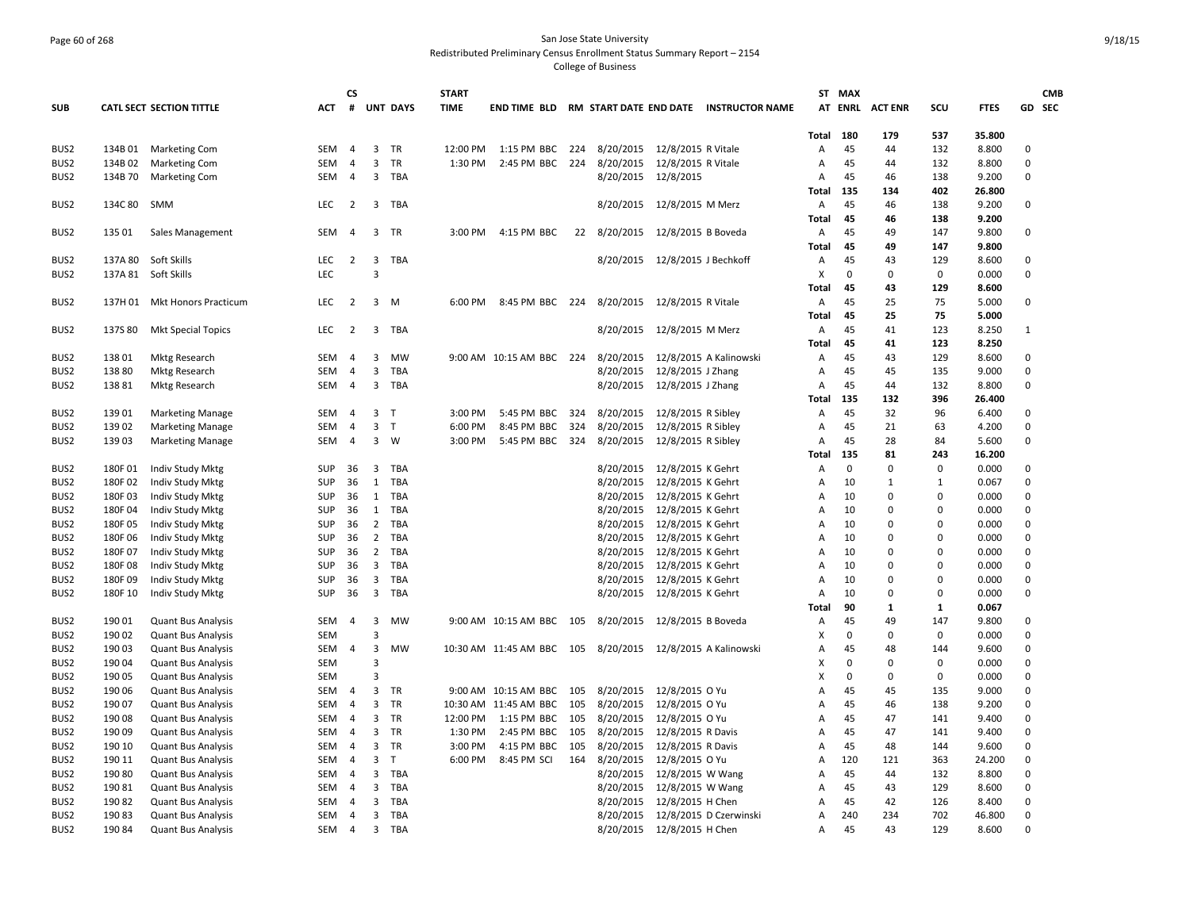San Jose State University

Redistributed Preliminary Census Enrollment Status Summary Report – 2154

College of Business

| SUB | CATL SECT | SECTION TITTLE | ACT | CS # | UNT | DAYS | START TIME | END TIME | BLD | RM | START DATE | END DATE | INSTRUCTOR NAME | ST AT | MAX ENRL | ACT ENR | SCU | FTES | GD | CMB SEC |
|---|---|---|---|---|---|---|---|---|---|---|---|---|---|---|---|---|---|---|---|---|
| | | | | | | | | | | | | | | Total | 180 | 179 | 537 | 35.800 | | |
| BUS2 | 134B 01 | Marketing Com | SEM | 4 | 3 | TR | 12:00 PM | 1:15 PM | BBC | 224 | 8/20/2015 | 12/8/2015 | R Vitale | A | 45 | 44 | 132 | 8.800 | 0 | |
| BUS2 | 134B 02 | Marketing Com | SEM | 4 | 3 | TR | 1:30 PM | 2:45 PM | BBC | 224 | 8/20/2015 | 12/8/2015 | R Vitale | A | 45 | 44 | 132 | 8.800 | 0 | |
| BUS2 | 134B 70 | Marketing Com | SEM | 4 | 3 | TBA | | | | | 8/20/2015 | 12/8/2015 | | A | 45 | 46 | 138 | 9.200 | 0 | |
| | | | | | | | | | | | | | | Total | 135 | 134 | 402 | 26.800 | | |
| BUS2 | 134C 80 | SMM | LEC | 2 | 3 | TBA | | | | | 8/20/2015 | 12/8/2015 | M Merz | A | 45 | 46 | 138 | 9.200 | 0 | |
| | | | | | | | | | | | | | | Total | 45 | 46 | 138 | 9.200 | | |
| BUS2 | 135 01 | Sales Management | SEM | 4 | 3 | TR | 3:00 PM | 4:15 PM | BBC | 22 | 8/20/2015 | 12/8/2015 | B Boveda | A | 45 | 49 | 147 | 9.800 | 0 | |
| | | | | | | | | | | | | | | Total | 45 | 49 | 147 | 9.800 | | |
| BUS2 | 137A 80 | Soft Skills | LEC | 2 | 3 | TBA | | | | | 8/20/2015 | 12/8/2015 | J Bechkoff | A | 45 | 43 | 129 | 8.600 | 0 | |
| BUS2 | 137A 81 | Soft Skills | LEC | | 3 | | | | | | | | | X | 0 | 0 | 0 | 0.000 | 0 | |
| | | | | | | | | | | | | | | Total | 45 | 43 | 129 | 8.600 | | |
| BUS2 | 137H 01 | Mkt Honors Practicum | LEC | 2 | 3 | M | 6:00 PM | 8:45 PM | BBC | 224 | 8/20/2015 | 12/8/2015 | R Vitale | A | 45 | 25 | 75 | 5.000 | 0 | |
| | | | | | | | | | | | | | | Total | 45 | 25 | 75 | 5.000 | | |
| BUS2 | 137S 80 | Mkt Special Topics | LEC | 2 | 3 | TBA | | | | | 8/20/2015 | 12/8/2015 | M Merz | A | 45 | 41 | 123 | 8.250 | 1 | |
| | | | | | | | | | | | | | | Total | 45 | 41 | 123 | 8.250 | | |
| BUS2 | 138 01 | Mktg Research | SEM | 4 | 3 | MW | 9:00 AM | 10:15 AM | BBC | 224 | 8/20/2015 | 12/8/2015 | A Kalinowski | A | 45 | 43 | 129 | 8.600 | 0 | |
| BUS2 | 138 80 | Mktg Research | SEM | 4 | 3 | TBA | | | | | 8/20/2015 | 12/8/2015 | J Zhang | A | 45 | 45 | 135 | 9.000 | 0 | |
| BUS2 | 138 81 | Mktg Research | SEM | 4 | 3 | TBA | | | | | 8/20/2015 | 12/8/2015 | J Zhang | A | 45 | 44 | 132 | 8.800 | 0 | |
| | | | | | | | | | | | | | | Total | 135 | 132 | 396 | 26.400 | | |
| BUS2 | 139 01 | Marketing Manage | SEM | 4 | 3 | T | 3:00 PM | 5:45 PM | BBC | 324 | 8/20/2015 | 12/8/2015 | R Sibley | A | 45 | 32 | 96 | 6.400 | 0 | |
| BUS2 | 139 02 | Marketing Manage | SEM | 4 | 3 | T | 6:00 PM | 8:45 PM | BBC | 324 | 8/20/2015 | 12/8/2015 | R Sibley | A | 45 | 21 | 63 | 4.200 | 0 | |
| BUS2 | 139 03 | Marketing Manage | SEM | 4 | 3 | W | 3:00 PM | 5:45 PM | BBC | 324 | 8/20/2015 | 12/8/2015 | R Sibley | A | 45 | 28 | 84 | 5.600 | 0 | |
| | | | | | | | | | | | | | | Total | 135 | 81 | 243 | 16.200 | | |
| BUS2 | 180F 01 | Indiv Study Mktg | SUP | 36 | 3 | TBA | | | | | 8/20/2015 | 12/8/2015 | K Gehrt | A | 0 | 0 | 0 | 0.000 | 0 | |
| BUS2 | 180F 02 | Indiv Study Mktg | SUP | 36 | 1 | TBA | | | | | 8/20/2015 | 12/8/2015 | K Gehrt | A | 10 | 1 | 1 | 0.067 | 0 | |
| BUS2 | 180F 03 | Indiv Study Mktg | SUP | 36 | 1 | TBA | | | | | 8/20/2015 | 12/8/2015 | K Gehrt | A | 10 | 0 | 0 | 0.000 | 0 | |
| BUS2 | 180F 04 | Indiv Study Mktg | SUP | 36 | 1 | TBA | | | | | 8/20/2015 | 12/8/2015 | K Gehrt | A | 10 | 0 | 0 | 0.000 | 0 | |
| BUS2 | 180F 05 | Indiv Study Mktg | SUP | 36 | 2 | TBA | | | | | 8/20/2015 | 12/8/2015 | K Gehrt | A | 10 | 0 | 0 | 0.000 | 0 | |
| BUS2 | 180F 06 | Indiv Study Mktg | SUP | 36 | 2 | TBA | | | | | 8/20/2015 | 12/8/2015 | K Gehrt | A | 10 | 0 | 0 | 0.000 | 0 | |
| BUS2 | 180F 07 | Indiv Study Mktg | SUP | 36 | 2 | TBA | | | | | 8/20/2015 | 12/8/2015 | K Gehrt | A | 10 | 0 | 0 | 0.000 | 0 | |
| BUS2 | 180F 08 | Indiv Study Mktg | SUP | 36 | 3 | TBA | | | | | 8/20/2015 | 12/8/2015 | K Gehrt | A | 10 | 0 | 0 | 0.000 | 0 | |
| BUS2 | 180F 09 | Indiv Study Mktg | SUP | 36 | 3 | TBA | | | | | 8/20/2015 | 12/8/2015 | K Gehrt | A | 10 | 0 | 0 | 0.000 | 0 | |
| BUS2 | 180F 10 | Indiv Study Mktg | SUP | 36 | 3 | TBA | | | | | 8/20/2015 | 12/8/2015 | K Gehrt | A | 10 | 0 | 0 | 0.000 | 0 | |
| | | | | | | | | | | | | | | Total | 90 | 1 | 1 | 0.067 | | |
| BUS2 | 190 01 | Quant Bus Analysis | SEM | 4 | 3 | MW | 9:00 AM | 10:15 AM | BBC | 105 | 8/20/2015 | 12/8/2015 | B Boveda | A | 45 | 49 | 147 | 9.800 | 0 | |
| BUS2 | 190 02 | Quant Bus Analysis | SEM | | 3 | | | | | | | | | X | 0 | 0 | 0 | 0.000 | 0 | |
| BUS2 | 190 03 | Quant Bus Analysis | SEM | 4 | 3 | MW | 10:30 AM | 11:45 AM | BBC | 105 | 8/20/2015 | 12/8/2015 | A Kalinowski | A | 45 | 48 | 144 | 9.600 | 0 | |
| BUS2 | 190 04 | Quant Bus Analysis | SEM | | 3 | | | | | | | | | X | 0 | 0 | 0 | 0.000 | 0 | |
| BUS2 | 190 05 | Quant Bus Analysis | SEM | | 3 | | | | | | | | | X | 0 | 0 | 0 | 0.000 | 0 | |
| BUS2 | 190 06 | Quant Bus Analysis | SEM | 4 | 3 | TR | 9:00 AM | 10:15 AM | BBC | 105 | 8/20/2015 | 12/8/2015 | O Yu | A | 45 | 45 | 135 | 9.000 | 0 | |
| BUS2 | 190 07 | Quant Bus Analysis | SEM | 4 | 3 | TR | 10:30 AM | 11:45 AM | BBC | 105 | 8/20/2015 | 12/8/2015 | O Yu | A | 45 | 46 | 138 | 9.200 | 0 | |
| BUS2 | 190 08 | Quant Bus Analysis | SEM | 4 | 3 | TR | 12:00 PM | 1:15 PM | BBC | 105 | 8/20/2015 | 12/8/2015 | O Yu | A | 45 | 47 | 141 | 9.400 | 0 | |
| BUS2 | 190 09 | Quant Bus Analysis | SEM | 4 | 3 | TR | 1:30 PM | 2:45 PM | BBC | 105 | 8/20/2015 | 12/8/2015 | R Davis | A | 45 | 47 | 141 | 9.400 | 0 | |
| BUS2 | 190 10 | Quant Bus Analysis | SEM | 4 | 3 | TR | 3:00 PM | 4:15 PM | BBC | 105 | 8/20/2015 | 12/8/2015 | R Davis | A | 45 | 48 | 144 | 9.600 | 0 | |
| BUS2 | 190 11 | Quant Bus Analysis | SEM | 4 | 3 | T | 6:00 PM | 8:45 PM | SCI | 164 | 8/20/2015 | 12/8/2015 | O Yu | A | 120 | 121 | 363 | 24.200 | 0 | |
| BUS2 | 190 80 | Quant Bus Analysis | SEM | 4 | 3 | TBA | | | | | 8/20/2015 | 12/8/2015 | W Wang | A | 45 | 44 | 132 | 8.800 | 0 | |
| BUS2 | 190 81 | Quant Bus Analysis | SEM | 4 | 3 | TBA | | | | | 8/20/2015 | 12/8/2015 | W Wang | A | 45 | 43 | 129 | 8.600 | 0 | |
| BUS2 | 190 82 | Quant Bus Analysis | SEM | 4 | 3 | TBA | | | | | 8/20/2015 | 12/8/2015 | H Chen | A | 45 | 42 | 126 | 8.400 | 0 | |
| BUS2 | 190 83 | Quant Bus Analysis | SEM | 4 | 3 | TBA | | | | | 8/20/2015 | 12/8/2015 | D Czerwinski | A | 240 | 234 | 702 | 46.800 | 0 | |
| BUS2 | 190 84 | Quant Bus Analysis | SEM | 4 | 3 | TBA | | | | | 8/20/2015 | 12/8/2015 | H Chen | A | 45 | 43 | 129 | 8.600 | 0 | |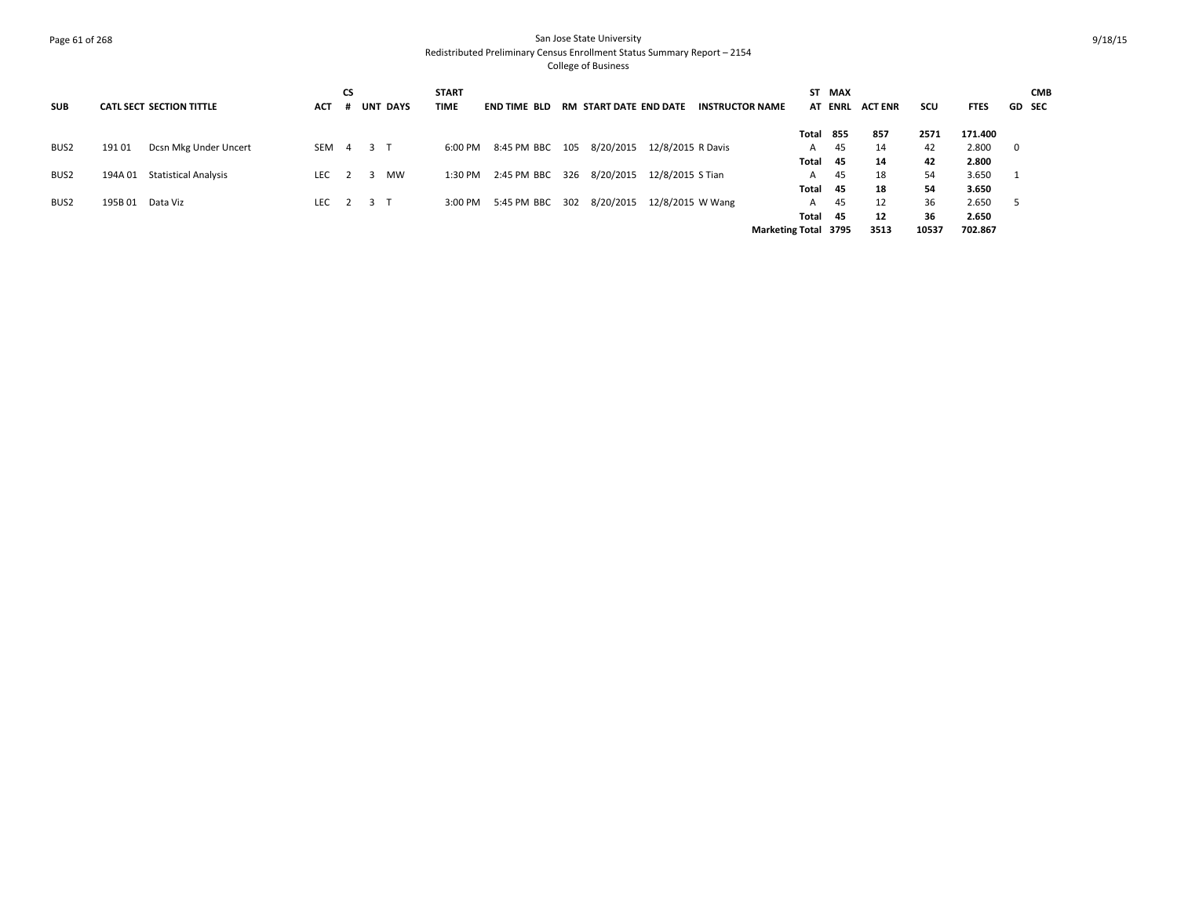San Jose State University
Redistributed Preliminary Census Enrollment Status Summary Report – 2154
College of Business

| SUB | CATL SECT | SECTION TITTLE | ACT | CS # | UNT | DAYS | START TIME | END TIME | BLD | RM | START DATE | END DATE | INSTRUCTOR NAME | ST AT | MAX ENRL | ACT ENR | SCU | FTES | GD | CMB SEC |
|---|---|---|---|---|---|---|---|---|---|---|---|---|---|---|---|---|---|---|---|---|
| | | | | | | | | | | | | | | **Total** | **855** | **857** | **2571** | **171.400** | | |
| BUS2 | 191 01 | Dcsn Mkg Under Uncert | SEM | 4 | 3 | T | 6:00 PM | 8:45 PM | BBC | 105 | 8/20/2015 | 12/8/2015 | R Davis | A | 45 | 14 | 42 | 2.800 | 0 | |
| | | | | | | | | | | | | | | **Total** | **45** | **14** | **42** | **2.800** | | |
| BUS2 | 194A 01 | Statistical Analysis | LEC | 2 | 3 | MW | 1:30 PM | 2:45 PM | BBC | 326 | 8/20/2015 | 12/8/2015 | S Tian | A | 45 | 18 | 54 | 3.650 | 1 | |
| | | | | | | | | | | | | | | **Total** | **45** | **18** | **54** | **3.650** | | |
| BUS2 | 195B 01 | Data Viz | LEC | 2 | 3 | T | 3:00 PM | 5:45 PM | BBC | 302 | 8/20/2015 | 12/8/2015 | W Wang | A | 45 | 12 | 36 | 2.650 | 5 | |
| | | | | | | | | | | | | | | **Total** | **45** | **12** | **36** | **2.650** | | |
| | | | | | | | | | | | | | | **Marketing Total** | **3795** | **3513** | **10537** | **702.867** | | |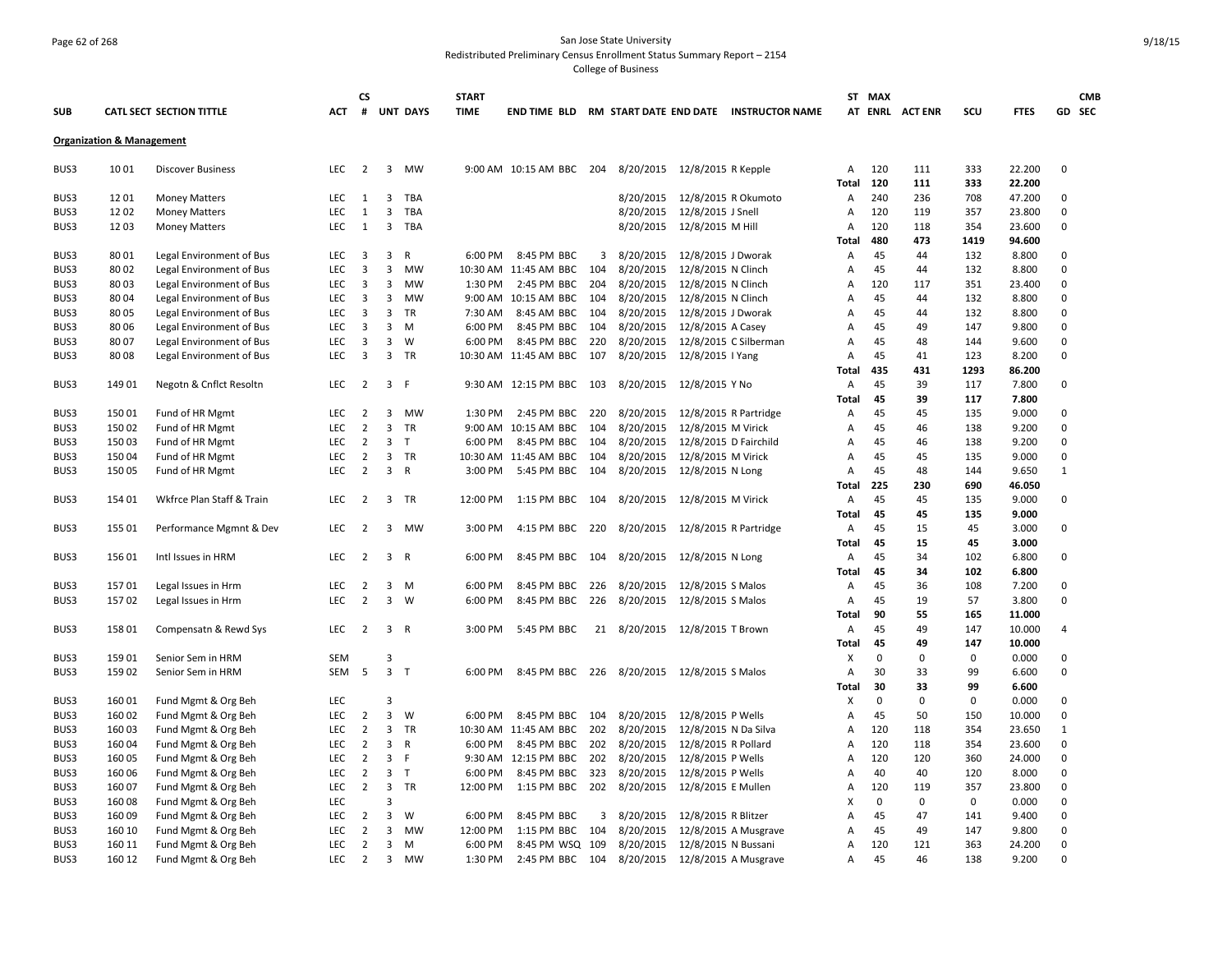San Jose State University
Redistributed Preliminary Census Enrollment Status Summary Report – 2154
College of Business

| SUB | CATL SECT | SECTION TITTLE | ACT | CS # | UNT | DAYS | START TIME | END TIME | BLD | RM | START DATE | END DATE | INSTRUCTOR NAME | ST AT | MAX ENRL | ACT ENR | SCU | FTES | GD | CMB SEC |
|---|---|---|---|---|---|---|---|---|---|---|---|---|---|---|---|---|---|---|---|---|
| **Organization & Management** | | | | | | | | | | | | | | | | | | | | |
| BUS3 | 10 01 | Discover Business | LEC | 2 | 3 | MW | 9:00 AM | 10:15 AM | BBC | 204 | 8/20/2015 | 12/8/2015 | R Kepple | A | 120 | 111 | 333 | 22.200 | 0 | |
| | | | | | | | | | | | | | | Total | 120 | 111 | 333 | 22.200 | | |
| BUS3 | 12 01 | Money Matters | LEC | 1 | 3 | TBA | | | | | 8/20/2015 | 12/8/2015 | R Okumoto | A | 240 | 236 | 708 | 47.200 | 0 | |
| BUS3 | 12 02 | Money Matters | LEC | 1 | 3 | TBA | | | | | 8/20/2015 | 12/8/2015 | J Snell | A | 120 | 119 | 357 | 23.800 | 0 | |
| BUS3 | 12 03 | Money Matters | LEC | 1 | 3 | TBA | | | | | 8/20/2015 | 12/8/2015 | M Hill | A | 120 | 118 | 354 | 23.600 | 0 | |
| | | | | | | | | | | | | | | Total | 480 | 473 | 1419 | 94.600 | | |
| BUS3 | 80 01 | Legal Environment of Bus | LEC | 3 | 3 | R | 6:00 PM | 8:45 PM | BBC | 3 | 8/20/2015 | 12/8/2015 | J Dworak | A | 45 | 44 | 132 | 8.800 | 0 | |
| BUS3 | 80 02 | Legal Environment of Bus | LEC | 3 | 3 | MW | 10:30 AM | 11:45 AM | BBC | 104 | 8/20/2015 | 12/8/2015 | N Clinch | A | 45 | 44 | 132 | 8.800 | 0 | |
| BUS3 | 80 03 | Legal Environment of Bus | LEC | 3 | 3 | MW | 1:30 PM | 2:45 PM | BBC | 204 | 8/20/2015 | 12/8/2015 | N Clinch | A | 120 | 117 | 351 | 23.400 | 0 | |
| BUS3 | 80 04 | Legal Environment of Bus | LEC | 3 | 3 | MW | 9:00 AM | 10:15 AM | BBC | 104 | 8/20/2015 | 12/8/2015 | N Clinch | A | 45 | 44 | 132 | 8.800 | 0 | |
| BUS3 | 80 05 | Legal Environment of Bus | LEC | 3 | 3 | TR | 7:30 AM | 8:45 AM | BBC | 104 | 8/20/2015 | 12/8/2015 | J Dworak | A | 45 | 44 | 132 | 8.800 | 0 | |
| BUS3 | 80 06 | Legal Environment of Bus | LEC | 3 | 3 | M | 6:00 PM | 8:45 PM | BBC | 104 | 8/20/2015 | 12/8/2015 | A Casey | A | 45 | 49 | 147 | 9.800 | 0 | |
| BUS3 | 80 07 | Legal Environment of Bus | LEC | 3 | 3 | W | 6:00 PM | 8:45 PM | BBC | 220 | 8/20/2015 | 12/8/2015 | C Silberman | A | 45 | 48 | 144 | 9.600 | 0 | |
| BUS3 | 80 08 | Legal Environment of Bus | LEC | 3 | 3 | TR | 10:30 AM | 11:45 AM | BBC | 107 | 8/20/2015 | 12/8/2015 | I Yang | A | 45 | 41 | 123 | 8.200 | 0 | |
| | | | | | | | | | | | | | | Total | 435 | 431 | 1293 | 86.200 | | |
| BUS3 | 149 01 | Negotn & Cnflct Resoltn | LEC | 2 | 3 | F | 9:30 AM | 12:15 PM | BBC | 103 | 8/20/2015 | 12/8/2015 | Y No | A | 45 | 39 | 117 | 7.800 | 0 | |
| | | | | | | | | | | | | | | Total | 45 | 39 | 117 | 7.800 | | |
| BUS3 | 150 01 | Fund of HR Mgmt | LEC | 2 | 3 | MW | 1:30 PM | 2:45 PM | BBC | 220 | 8/20/2015 | 12/8/2015 | R Partridge | A | 45 | 45 | 135 | 9.000 | 0 | |
| BUS3 | 150 02 | Fund of HR Mgmt | LEC | 2 | 3 | TR | 9:00 AM | 10:15 AM | BBC | 104 | 8/20/2015 | 12/8/2015 | M Virick | A | 45 | 46 | 138 | 9.200 | 0 | |
| BUS3 | 150 03 | Fund of HR Mgmt | LEC | 2 | 3 | T | 6:00 PM | 8:45 PM | BBC | 104 | 8/20/2015 | 12/8/2015 | D Fairchild | A | 45 | 46 | 138 | 9.200 | 0 | |
| BUS3 | 150 04 | Fund of HR Mgmt | LEC | 2 | 3 | TR | 10:30 AM | 11:45 AM | BBC | 104 | 8/20/2015 | 12/8/2015 | M Virick | A | 45 | 45 | 135 | 9.000 | 0 | |
| BUS3 | 150 05 | Fund of HR Mgmt | LEC | 2 | 3 | R | 3:00 PM | 5:45 PM | BBC | 104 | 8/20/2015 | 12/8/2015 | N Long | A | 45 | 48 | 144 | 9.650 | 1 | |
| | | | | | | | | | | | | | | Total | 225 | 230 | 690 | 46.050 | | |
| BUS3 | 154 01 | Wkfrce Plan Staff & Train | LEC | 2 | 3 | TR | 12:00 PM | 1:15 PM | BBC | 104 | 8/20/2015 | 12/8/2015 | M Virick | A | 45 | 45 | 135 | 9.000 | 0 | |
| | | | | | | | | | | | | | | Total | 45 | 45 | 135 | 9.000 | | |
| BUS3 | 155 01 | Performance Mgmnt & Dev | LEC | 2 | 3 | MW | 3:00 PM | 4:15 PM | BBC | 220 | 8/20/2015 | 12/8/2015 | R Partridge | A | 45 | 15 | 45 | 3.000 | 0 | |
| | | | | | | | | | | | | | | Total | 45 | 15 | 45 | 3.000 | | |
| BUS3 | 156 01 | Intl Issues in HRM | LEC | 2 | 3 | R | 6:00 PM | 8:45 PM | BBC | 104 | 8/20/2015 | 12/8/2015 | N Long | A | 45 | 34 | 102 | 6.800 | 0 | |
| | | | | | | | | | | | | | | Total | 45 | 34 | 102 | 6.800 | | |
| BUS3 | 157 01 | Legal Issues in Hrm | LEC | 2 | 3 | M | 6:00 PM | 8:45 PM | BBC | 226 | 8/20/2015 | 12/8/2015 | S Malos | A | 45 | 36 | 108 | 7.200 | 0 | |
| BUS3 | 157 02 | Legal Issues in Hrm | LEC | 2 | 3 | W | 6:00 PM | 8:45 PM | BBC | 226 | 8/20/2015 | 12/8/2015 | S Malos | A | 45 | 19 | 57 | 3.800 | 0 | |
| | | | | | | | | | | | | | | Total | 90 | 55 | 165 | 11.000 | | |
| BUS3 | 158 01 | Compensatn & Rewd Sys | LEC | 2 | 3 | R | 3:00 PM | 5:45 PM | BBC | 21 | 8/20/2015 | 12/8/2015 | T Brown | A | 45 | 49 | 147 | 10.000 | 4 | |
| | | | | | | | | | | | | | | Total | 45 | 49 | 147 | 10.000 | | |
| BUS3 | 159 01 | Senior Sem in HRM | SEM | | 3 | | | | | | | | | X | 0 | 0 | 0 | 0.000 | 0 | |
| BUS3 | 159 02 | Senior Sem in HRM | SEM | 5 | 3 | T | 6:00 PM | 8:45 PM | BBC | 226 | 8/20/2015 | 12/8/2015 | S Malos | A | 30 | 33 | 99 | 6.600 | 0 | |
| | | | | | | | | | | | | | | Total | 30 | 33 | 99 | 6.600 | | |
| BUS3 | 160 01 | Fund Mgmt & Org Beh | LEC | | 3 | | | | | | | | | X | 0 | 0 | 0 | 0.000 | 0 | |
| BUS3 | 160 02 | Fund Mgmt & Org Beh | LEC | 2 | 3 | W | 6:00 PM | 8:45 PM | BBC | 104 | 8/20/2015 | 12/8/2015 | P Wells | A | 45 | 50 | 150 | 10.000 | 0 | |
| BUS3 | 160 03 | Fund Mgmt & Org Beh | LEC | 2 | 3 | TR | 10:30 AM | 11:45 AM | BBC | 202 | 8/20/2015 | 12/8/2015 | N Da Silva | A | 120 | 118 | 354 | 23.650 | 1 | |
| BUS3 | 160 04 | Fund Mgmt & Org Beh | LEC | 2 | 3 | R | 6:00 PM | 8:45 PM | BBC | 202 | 8/20/2015 | 12/8/2015 | R Pollard | A | 120 | 118 | 354 | 23.600 | 0 | |
| BUS3 | 160 05 | Fund Mgmt & Org Beh | LEC | 2 | 3 | F | 9:30 AM | 12:15 PM | BBC | 202 | 8/20/2015 | 12/8/2015 | P Wells | A | 120 | 120 | 360 | 24.000 | 0 | |
| BUS3 | 160 06 | Fund Mgmt & Org Beh | LEC | 2 | 3 | T | 6:00 PM | 8:45 PM | BBC | 323 | 8/20/2015 | 12/8/2015 | P Wells | A | 40 | 40 | 120 | 8.000 | 0 | |
| BUS3 | 160 07 | Fund Mgmt & Org Beh | LEC | 2 | 3 | TR | 12:00 PM | 1:15 PM | BBC | 202 | 8/20/2015 | 12/8/2015 | E Mullen | A | 120 | 119 | 357 | 23.800 | 0 | |
| BUS3 | 160 08 | Fund Mgmt & Org Beh | LEC | | 3 | | | | | | | | | X | 0 | 0 | 0 | 0.000 | 0 | |
| BUS3 | 160 09 | Fund Mgmt & Org Beh | LEC | 2 | 3 | W | 6:00 PM | 8:45 PM | BBC | 3 | 8/20/2015 | 12/8/2015 | R Blitzer | A | 45 | 47 | 141 | 9.400 | 0 | |
| BUS3 | 160 10 | Fund Mgmt & Org Beh | LEC | 2 | 3 | MW | 12:00 PM | 1:15 PM | BBC | 104 | 8/20/2015 | 12/8/2015 | A Musgrave | A | 45 | 49 | 147 | 9.800 | 0 | |
| BUS3 | 160 11 | Fund Mgmt & Org Beh | LEC | 2 | 3 | M | 6:00 PM | 8:45 PM | WSQ | 109 | 8/20/2015 | 12/8/2015 | N Bussani | A | 120 | 121 | 363 | 24.200 | 0 | |
| BUS3 | 160 12 | Fund Mgmt & Org Beh | LEC | 2 | 3 | MW | 1:30 PM | 2:45 PM | BBC | 104 | 8/20/2015 | 12/8/2015 | A Musgrave | A | 45 | 46 | 138 | 9.200 | 0 | |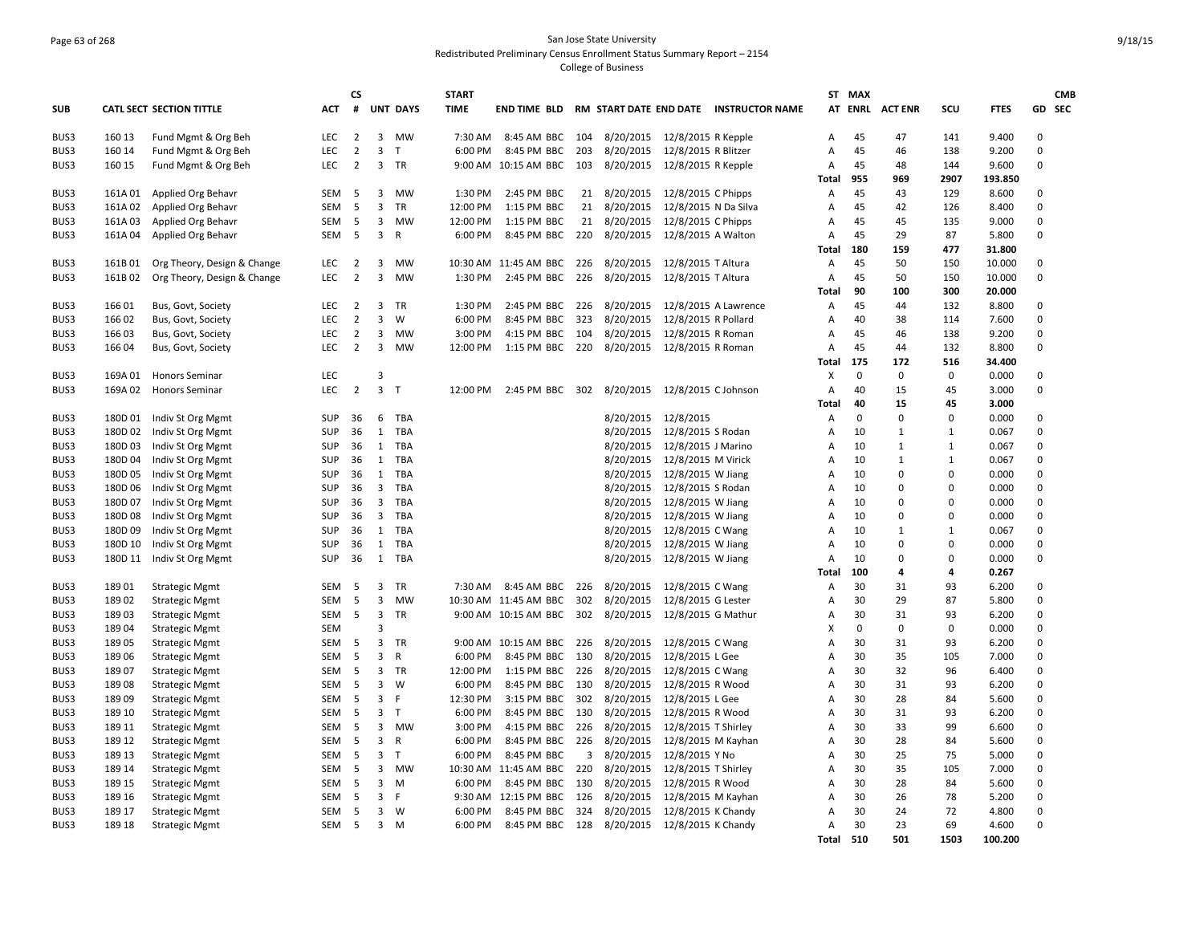San Jose State University
Redistributed Preliminary Census Enrollment Status Summary Report – 2154
College of Business

| SUB | CATL SECT | SECTION TITTLE | ACT | CS # | UNT | DAYS | START TIME | END TIME | BLD | RM | START DATE | END DATE | INSTRUCTOR NAME | ST AT | MAX ENRL | ACT ENR | SCU | FTES | GD | CMB SEC |
|---|---|---|---|---|---|---|---|---|---|---|---|---|---|---|---|---|---|---|---|---|
| BUS3 | 160 13 | Fund Mgmt & Org Beh | LEC | 2 | 3 | MW | 7:30 AM | 8:45 AM | BBC | 104 | 8/20/2015 | 12/8/2015 | R Kepple | A | 45 | 47 | 141 | 9.400 | 0 | |
| BUS3 | 160 14 | Fund Mgmt & Org Beh | LEC | 2 | 3 | T | 6:00 PM | 8:45 PM | BBC | 203 | 8/20/2015 | 12/8/2015 | R Blitzer | A | 45 | 46 | 138 | 9.200 | 0 | |
| BUS3 | 160 15 | Fund Mgmt & Org Beh | LEC | 2 | 3 | TR | 9:00 AM | 10:15 AM | BBC | 103 | 8/20/2015 | 12/8/2015 | R Kepple | A | 45 | 48 | 144 | 9.600 | 0 | |
| | | | | | | | | | | | | | | Total | 955 | 969 | 2907 | 193.850 | | |
| BUS3 | 161A 01 | Applied Org Behavr | SEM | 5 | 3 | MW | 1:30 PM | 2:45 PM | BBC | 21 | 8/20/2015 | 12/8/2015 | C Phipps | A | 45 | 43 | 129 | 8.600 | 0 | |
| BUS3 | 161A 02 | Applied Org Behavr | SEM | 5 | 3 | TR | 12:00 PM | 1:15 PM | BBC | 21 | 8/20/2015 | 12/8/2015 | N Da Silva | A | 45 | 42 | 126 | 8.400 | 0 | |
| BUS3 | 161A 03 | Applied Org Behavr | SEM | 5 | 3 | MW | 12:00 PM | 1:15 PM | BBC | 21 | 8/20/2015 | 12/8/2015 | C Phipps | A | 45 | 45 | 135 | 9.000 | 0 | |
| BUS3 | 161A 04 | Applied Org Behavr | SEM | 5 | 3 | R | 6:00 PM | 8:45 PM | BBC | 220 | 8/20/2015 | 12/8/2015 | A Walton | A | 45 | 29 | 87 | 5.800 | 0 | |
| | | | | | | | | | | | | | | Total | 180 | 159 | 477 | 31.800 | | |
| BUS3 | 161B 01 | Org Theory, Design & Change | LEC | 2 | 3 | MW | 10:30 AM | 11:45 AM | BBC | 226 | 8/20/2015 | 12/8/2015 | T Altura | A | 45 | 50 | 150 | 10.000 | 0 | |
| BUS3 | 161B 02 | Org Theory, Design & Change | LEC | 2 | 3 | MW | 1:30 PM | 2:45 PM | BBC | 226 | 8/20/2015 | 12/8/2015 | T Altura | A | 45 | 50 | 150 | 10.000 | 0 | |
| | | | | | | | | | | | | | | Total | 90 | 100 | 300 | 20.000 | | |
| BUS3 | 166 01 | Bus, Govt, Society | LEC | 2 | 3 | TR | 1:30 PM | 2:45 PM | BBC | 226 | 8/20/2015 | 12/8/2015 | A Lawrence | A | 45 | 44 | 132 | 8.800 | 0 | |
| BUS3 | 166 02 | Bus, Govt, Society | LEC | 2 | 3 | W | 6:00 PM | 8:45 PM | BBC | 323 | 8/20/2015 | 12/8/2015 | R Pollard | A | 40 | 38 | 114 | 7.600 | 0 | |
| BUS3 | 166 03 | Bus, Govt, Society | LEC | 2 | 3 | MW | 3:00 PM | 4:15 PM | BBC | 104 | 8/20/2015 | 12/8/2015 | R Roman | A | 45 | 46 | 138 | 9.200 | 0 | |
| BUS3 | 166 04 | Bus, Govt, Society | LEC | 2 | 3 | MW | 12:00 PM | 1:15 PM | BBC | 220 | 8/20/2015 | 12/8/2015 | R Roman | A | 45 | 44 | 132 | 8.800 | 0 | |
| | | | | | | | | | | | | | | Total | 175 | 172 | 516 | 34.400 | | |
| BUS3 | 169A 01 | Honors Seminar | LEC | | 3 | | | | | | | | | X | 0 | 0 | 0 | 0.000 | 0 | |
| BUS3 | 169A 02 | Honors Seminar | LEC | 2 | 3 | T | 12:00 PM | 2:45 PM | BBC | 302 | 8/20/2015 | 12/8/2015 | C Johnson | A | 40 | 15 | 45 | 3.000 | 0 | |
| | | | | | | | | | | | | | | Total | 40 | 15 | 45 | 3.000 | | |
| BUS3 | 180D 01 | Indiv St Org Mgmt | SUP | 36 | 6 | TBA | | | | | 8/20/2015 | 12/8/2015 | | A | 0 | 0 | 0 | 0.000 | 0 | |
| BUS3 | 180D 02 | Indiv St Org Mgmt | SUP | 36 | 1 | TBA | | | | | 8/20/2015 | 12/8/2015 | S Rodan | A | 10 | 1 | 1 | 0.067 | 0 | |
| BUS3 | 180D 03 | Indiv St Org Mgmt | SUP | 36 | 1 | TBA | | | | | 8/20/2015 | 12/8/2015 | J Marino | A | 10 | 1 | 1 | 0.067 | 0 | |
| BUS3 | 180D 04 | Indiv St Org Mgmt | SUP | 36 | 1 | TBA | | | | | 8/20/2015 | 12/8/2015 | M Virick | A | 10 | 1 | 1 | 0.067 | 0 | |
| BUS3 | 180D 05 | Indiv St Org Mgmt | SUP | 36 | 1 | TBA | | | | | 8/20/2015 | 12/8/2015 | W Jiang | A | 10 | 0 | 0 | 0.000 | 0 | |
| BUS3 | 180D 06 | Indiv St Org Mgmt | SUP | 36 | 3 | TBA | | | | | 8/20/2015 | 12/8/2015 | S Rodan | A | 10 | 0 | 0 | 0.000 | 0 | |
| BUS3 | 180D 07 | Indiv St Org Mgmt | SUP | 36 | 3 | TBA | | | | | 8/20/2015 | 12/8/2015 | W Jiang | A | 10 | 0 | 0 | 0.000 | 0 | |
| BUS3 | 180D 08 | Indiv St Org Mgmt | SUP | 36 | 3 | TBA | | | | | 8/20/2015 | 12/8/2015 | W Jiang | A | 10 | 0 | 0 | 0.000 | 0 | |
| BUS3 | 180D 09 | Indiv St Org Mgmt | SUP | 36 | 1 | TBA | | | | | 8/20/2015 | 12/8/2015 | C Wang | A | 10 | 1 | 1 | 0.067 | 0 | |
| BUS3 | 180D 10 | Indiv St Org Mgmt | SUP | 36 | 1 | TBA | | | | | 8/20/2015 | 12/8/2015 | W Jiang | A | 10 | 0 | 0 | 0.000 | 0 | |
| BUS3 | 180D 11 | Indiv St Org Mgmt | SUP | 36 | 1 | TBA | | | | | 8/20/2015 | 12/8/2015 | W Jiang | A | 10 | 0 | 0 | 0.000 | 0 | |
| | | | | | | | | | | | | | | Total | 100 | 4 | 4 | 0.267 | | |
| BUS3 | 189 01 | Strategic Mgmt | SEM | 5 | 3 | TR | 7:30 AM | 8:45 AM | BBC | 226 | 8/20/2015 | 12/8/2015 | C Wang | A | 30 | 31 | 93 | 6.200 | 0 | |
| BUS3 | 189 02 | Strategic Mgmt | SEM | 5 | 3 | MW | 10:30 AM | 11:45 AM | BBC | 302 | 8/20/2015 | 12/8/2015 | G Lester | A | 30 | 29 | 87 | 5.800 | 0 | |
| BUS3 | 189 03 | Strategic Mgmt | SEM | 5 | 3 | TR | 9:00 AM | 10:15 AM | BBC | 302 | 8/20/2015 | 12/8/2015 | G Mathur | A | 30 | 31 | 93 | 6.200 | 0 | |
| BUS3 | 189 04 | Strategic Mgmt | SEM | | 3 | | | | | | | | | X | 0 | 0 | 0 | 0.000 | 0 | |
| BUS3 | 189 05 | Strategic Mgmt | SEM | 5 | 3 | TR | 9:00 AM | 10:15 AM | BBC | 226 | 8/20/2015 | 12/8/2015 | C Wang | A | 30 | 31 | 93 | 6.200 | 0 | |
| BUS3 | 189 06 | Strategic Mgmt | SEM | 5 | 3 | R | 6:00 PM | 8:45 PM | BBC | 130 | 8/20/2015 | 12/8/2015 | L Gee | A | 30 | 35 | 105 | 7.000 | 0 | |
| BUS3 | 189 07 | Strategic Mgmt | SEM | 5 | 3 | TR | 12:00 PM | 1:15 PM | BBC | 226 | 8/20/2015 | 12/8/2015 | C Wang | A | 30 | 32 | 96 | 6.400 | 0 | |
| BUS3 | 189 08 | Strategic Mgmt | SEM | 5 | 3 | W | 6:00 PM | 8:45 PM | BBC | 130 | 8/20/2015 | 12/8/2015 | R Wood | A | 30 | 31 | 93 | 6.200 | 0 | |
| BUS3 | 189 09 | Strategic Mgmt | SEM | 5 | 3 | F | 12:30 PM | 3:15 PM | BBC | 302 | 8/20/2015 | 12/8/2015 | L Gee | A | 30 | 28 | 84 | 5.600 | 0 | |
| BUS3 | 189 10 | Strategic Mgmt | SEM | 5 | 3 | T | 6:00 PM | 8:45 PM | BBC | 130 | 8/20/2015 | 12/8/2015 | R Wood | A | 30 | 31 | 93 | 6.200 | 0 | |
| BUS3 | 189 11 | Strategic Mgmt | SEM | 5 | 3 | MW | 3:00 PM | 4:15 PM | BBC | 226 | 8/20/2015 | 12/8/2015 | T Shirley | A | 30 | 33 | 99 | 6.600 | 0 | |
| BUS3 | 189 12 | Strategic Mgmt | SEM | 5 | 3 | R | 6:00 PM | 8:45 PM | BBC | 226 | 8/20/2015 | 12/8/2015 | M Kayhan | A | 30 | 28 | 84 | 5.600 | 0 | |
| BUS3 | 189 13 | Strategic Mgmt | SEM | 5 | 3 | T | 6:00 PM | 8:45 PM | BBC | 3 | 8/20/2015 | 12/8/2015 | Y No | A | 30 | 25 | 75 | 5.000 | 0 | |
| BUS3 | 189 14 | Strategic Mgmt | SEM | 5 | 3 | MW | 10:30 AM | 11:45 AM | BBC | 220 | 8/20/2015 | 12/8/2015 | T Shirley | A | 30 | 35 | 105 | 7.000 | 0 | |
| BUS3 | 189 15 | Strategic Mgmt | SEM | 5 | 3 | M | 6:00 PM | 8:45 PM | BBC | 130 | 8/20/2015 | 12/8/2015 | R Wood | A | 30 | 28 | 84 | 5.600 | 0 | |
| BUS3 | 189 16 | Strategic Mgmt | SEM | 5 | 3 | F | 9:30 AM | 12:15 PM | BBC | 126 | 8/20/2015 | 12/8/2015 | M Kayhan | A | 30 | 26 | 78 | 5.200 | 0 | |
| BUS3 | 189 17 | Strategic Mgmt | SEM | 5 | 3 | W | 6:00 PM | 8:45 PM | BBC | 324 | 8/20/2015 | 12/8/2015 | K Chandy | A | 30 | 24 | 72 | 4.800 | 0 | |
| BUS3 | 189 18 | Strategic Mgmt | SEM | 5 | 3 | M | 6:00 PM | 8:45 PM | BBC | 128 | 8/20/2015 | 12/8/2015 | K Chandy | A | 30 | 23 | 69 | 4.600 | 0 | |
| | | | | | | | | | | | | | | Total | 510 | 501 | 1503 | 100.200 | | |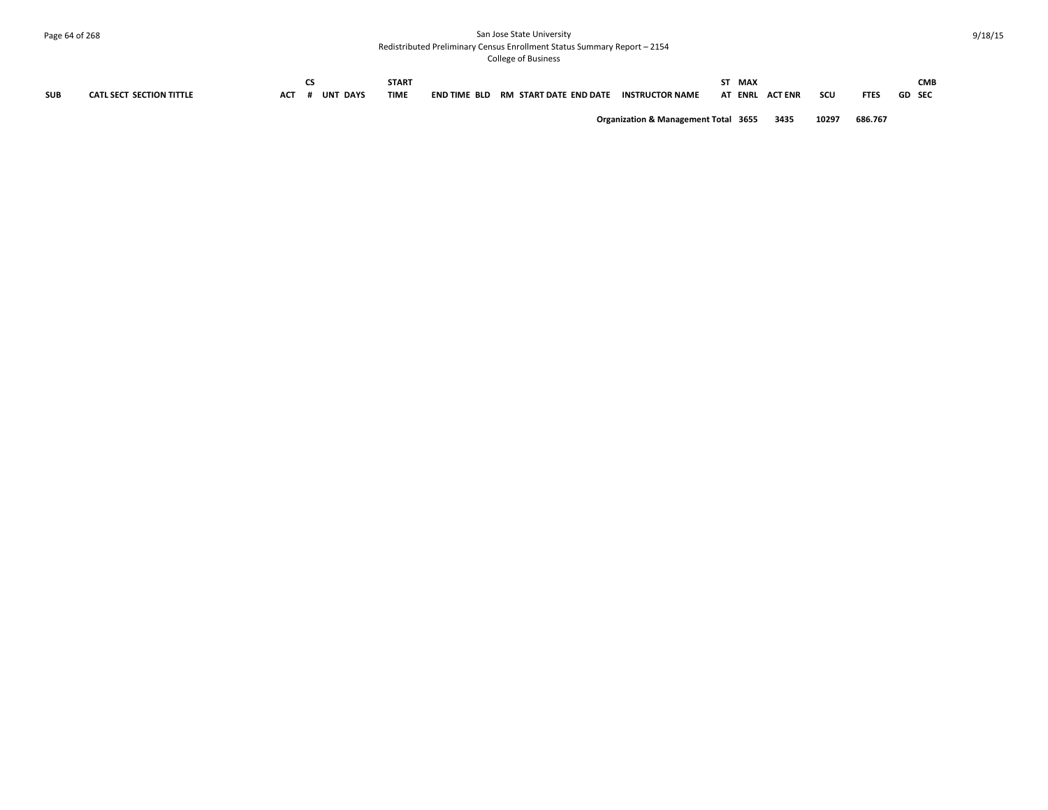| SUB | CATL SECT SECTION TITTLE | ACT | CS # | UNT | DAYS | START TIME | END TIME | BLD | RM | START DATE | END DATE | INSTRUCTOR NAME | ST AT | MAX ENRL | ACT ENR | SCU | FTES | GD | CMB SEC |
|---|---|---|---|---|---|---|---|---|---|---|---|---|---|---|---|---|---|---|---|
| | | | | | | | | | | | | Organization & Management Total | | 3655 | 3435 | 10297 | 686.767 | | |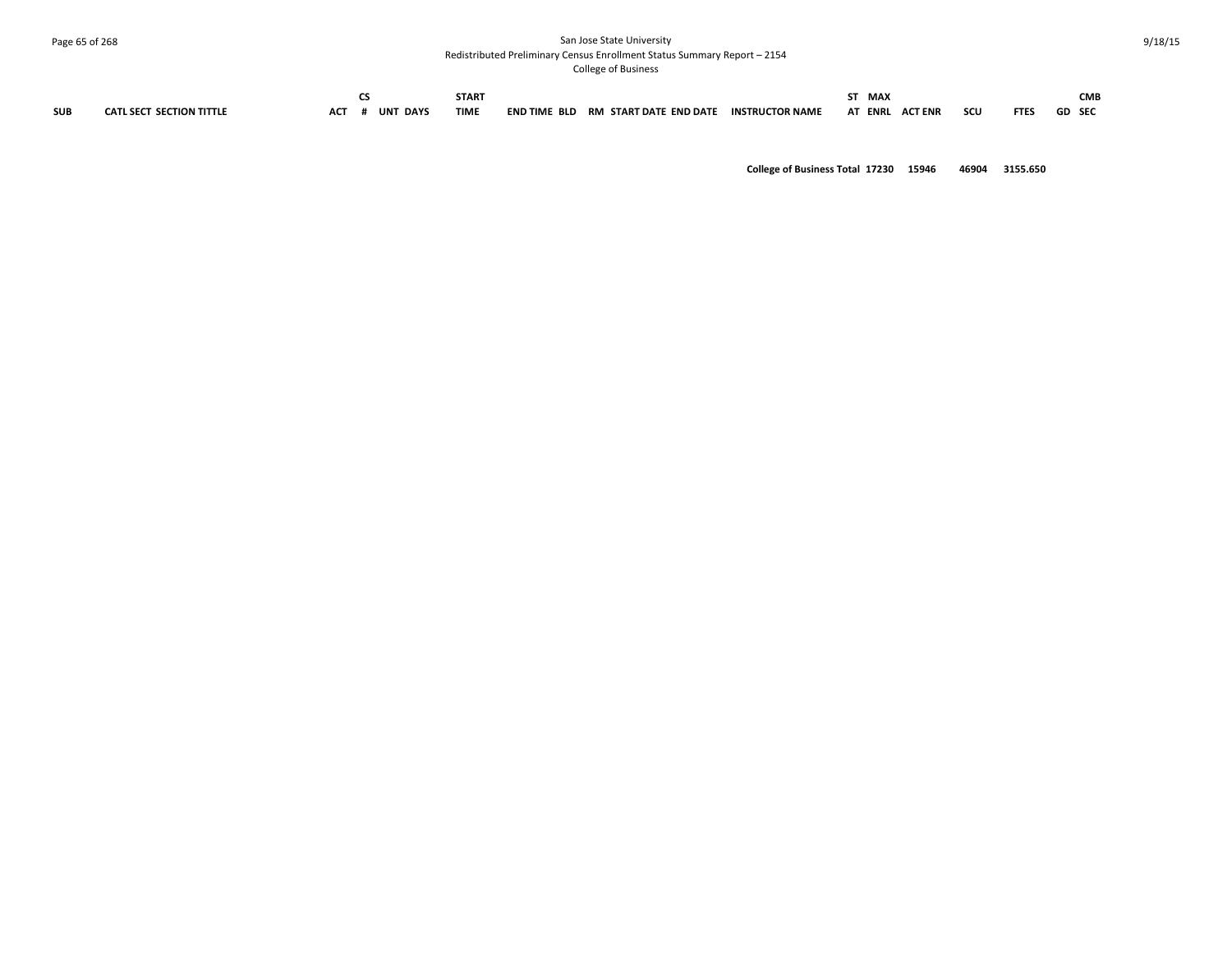| SUB | CATL | SECT | SECTION TITTLE | ACT | CS # | UNT | DAYS | START TIME | END TIME | BLD | RM | START DATE | END DATE | INSTRUCTOR NAME | ST AT | MAX ENRL | ACT ENR | SCU | FTES | GD | CMB SEC |
|---|---|---|---|---|---|---|---|---|---|---|---|---|---|---|---|---|---|---|---|---|---|
| | | | | | | | | | | | | | | **College of Business Total** | | **17230** | **15946** | **46904** | **3155.650** | | |